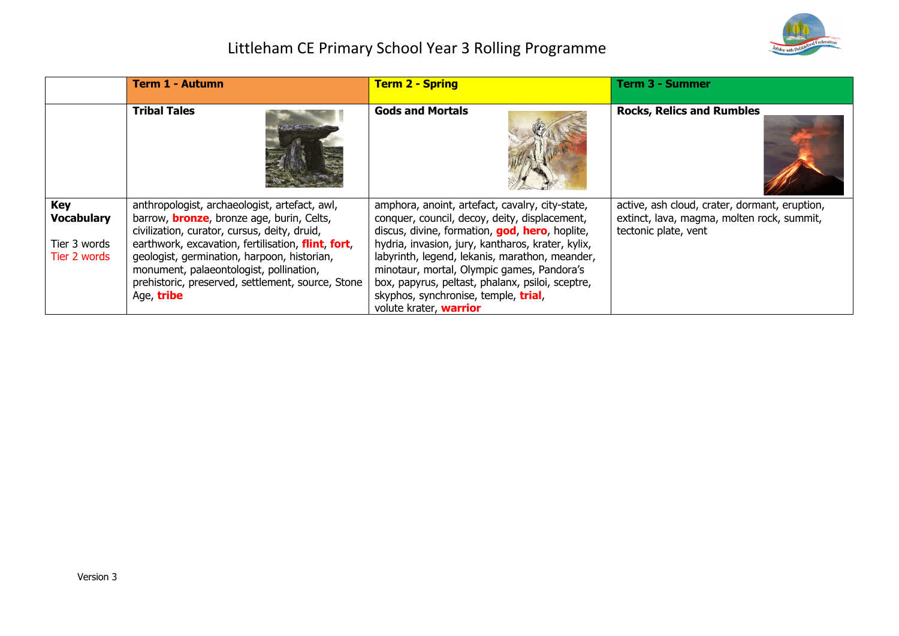# Littleham CE Primary School Year 3 Rolling Programme

| | Term 1 - Autumn | Term 2 - Spring | Term 3 - Summer |
|---|---|---|---|
| | **Tribal Tales** | **Gods and Mortals** | **Rocks, Relics and Rumbles** |
| **Key Vocabulary**<br><br>Tier 3 words<br>Tier 2 words | anthropologist, archaeologist, artefact, awl, barrow, **bronze**, bronze age, burin, Celts, civilization, curator, cursus, deity, druid, earthwork, excavation, fertilisation, **flint**, **fort**, geologist, germination, harpoon, historian, monument, palaeontologist, pollination, prehistoric, preserved, settlement, source, Stone Age, **tribe** | amphora, anoint, artefact, cavalry, city-state, conquer, council, decoy, deity, displacement, discus, divine, formation, **god**, **hero**, hoplite, hydria, invasion, jury, kantharos, krater, kylix, labyrinth, legend, lekanis, marathon, meander, minotaur, mortal, Olympic games, Pandora's box, papyrus, peltast, phalanx, psiloi, sceptre, skyphos, synchronise, temple, **trial**, volute krater, **warrior** | active, ash cloud, crater, dormant, eruption, extinct, lava, magma, molten rock, summit, tectonic plate, vent |

Version 3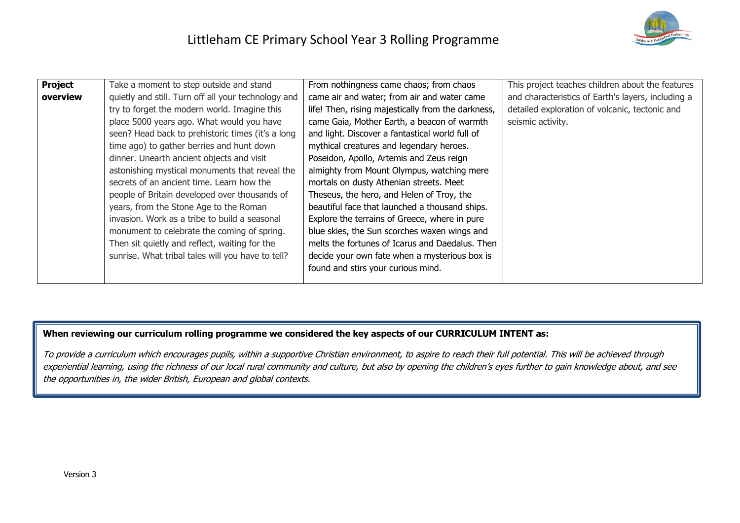# Littleham CE Primary School Year 3 Rolling Programme

| **Project overview** | Take a moment to step outside and stand quietly and still. Turn off all your technology and try to forget the modern world. Imagine this place 5000 years ago. What would you have seen? Head back to prehistoric times (it's a long time ago) to gather berries and hunt down dinner. Unearth ancient objects and visit astonishing mystical monuments that reveal the secrets of an ancient time. Learn how the people of Britain developed over thousands of years, from the Stone Age to the Roman invasion. Work as a tribe to build a seasonal monument to celebrate the coming of spring. Then sit quietly and reflect, waiting for the sunrise. What tribal tales will you have to tell? | From nothingness came chaos; from chaos came air and water; from air and water came life! Then, rising majestically from the darkness, came Gaia, Mother Earth, a beacon of warmth and light. Discover a fantastical world full of mythical creatures and legendary heroes. Poseidon, Apollo, Artemis and Zeus reign almighty from Mount Olympus, watching mere mortals on dusty Athenian streets. Meet Theseus, the hero, and Helen of Troy, the beautiful face that launched a thousand ships. Explore the terrains of Greece, where in pure blue skies, the Sun scorches waxen wings and melts the fortunes of Icarus and Daedalus. Then decide your own fate when a mysterious box is found and stirs your curious mind. | This project teaches children about the features and characteristics of Earth's layers, including a detailed exploration of volcanic, tectonic and seismic activity. |
|---|---|---|---|

**When reviewing our curriculum rolling programme we considered the key aspects of our CURRICULUM INTENT as:**

*To provide a curriculum which encourages pupils, within a supportive Christian environment, to aspire to reach their full potential. This will be achieved through experiential learning, using the richness of our local rural community and culture, but also by opening the children's eyes further to gain knowledge about, and see the opportunities in, the wider British, European and global contexts.*

Version 3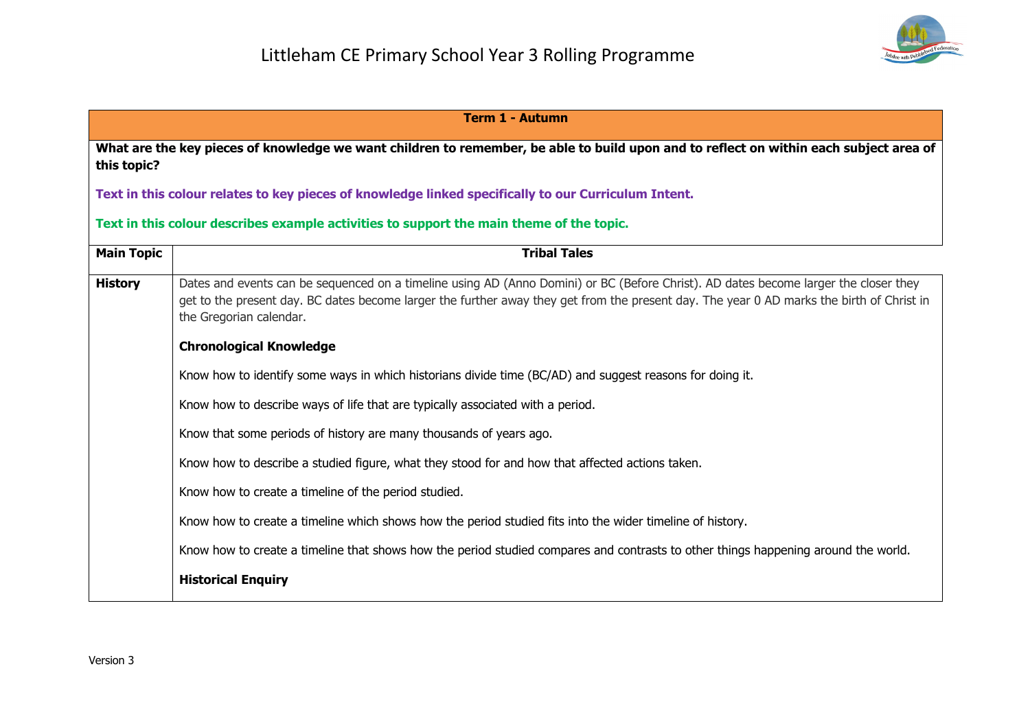# Littleham CE Primary School Year 3 Rolling Programme

| Term 1 - Autumn | |
|---|---|
| **What are the key pieces of knowledge we want children to remember, be able to build upon and to reflect on within each subject area of this topic?**<br><br>**Text in this colour relates to key pieces of knowledge linked specifically to our Curriculum Intent.**<br><br>**Text in this colour describes example activities to support the main theme of the topic.** | |
| **Main Topic** | **Tribal Tales** |
| **History** | Dates and events can be sequenced on a timeline using AD (Anno Domini) or BC (Before Christ). AD dates become larger the closer they get to the present day. BC dates become larger the further away they get from the present day. The year 0 AD marks the birth of Christ in the Gregorian calendar.<br><br>**Chronological Knowledge**<br><br>Know how to identify some ways in which historians divide time (BC/AD) and suggest reasons for doing it.<br><br>Know how to describe ways of life that are typically associated with a period.<br><br>Know that some periods of history are many thousands of years ago.<br><br>Know how to describe a studied figure, what they stood for and how that affected actions taken.<br><br>Know how to create a timeline of the period studied.<br><br>Know how to create a timeline which shows how the period studied fits into the wider timeline of history.<br><br>Know how to create a timeline that shows how the period studied compares and contrasts to other things happening around the world.<br><br>**Historical Enquiry** |

Version 3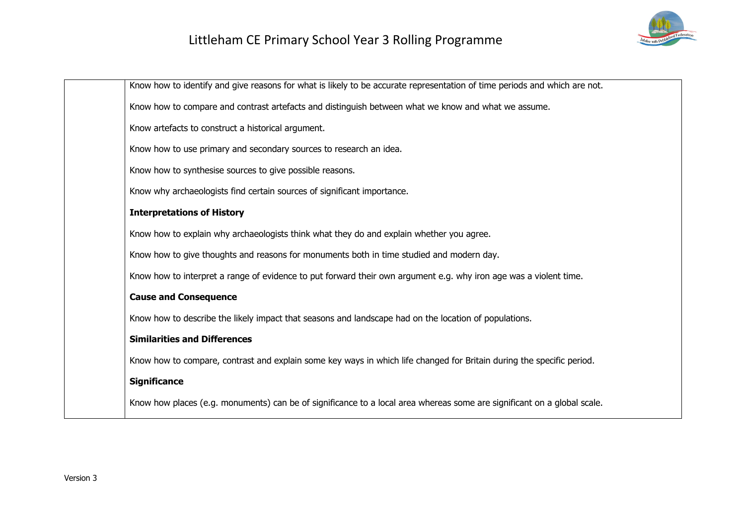|  |  |
| --- | --- |
|  | Know how to identify and give reasons for what is likely to be accurate representation of time periods and which are not.<br><br>Know how to compare and contrast artefacts and distinguish between what we know and what we assume.<br><br>Know artefacts to construct a historical argument.<br><br>Know how to use primary and secondary sources to research an idea.<br><br>Know how to synthesise sources to give possible reasons.<br><br>Know why archaeologists find certain sources of significant importance.<br><br>**Interpretations of History**<br><br>Know how to explain why archaeologists think what they do and explain whether you agree.<br><br>Know how to give thoughts and reasons for monuments both in time studied and modern day.<br><br>Know how to interpret a range of evidence to put forward their own argument e.g. why iron age was a violent time.<br><br>**Cause and Consequence**<br><br>Know how to describe the likely impact that seasons and landscape had on the location of populations.<br><br>**Similarities and Differences**<br><br>Know how to compare, contrast and explain some key ways in which life changed for Britain during the specific period.<br><br>**Significance**<br><br>Know how places (e.g. monuments) can be of significance to a local area whereas some are significant on a global scale. |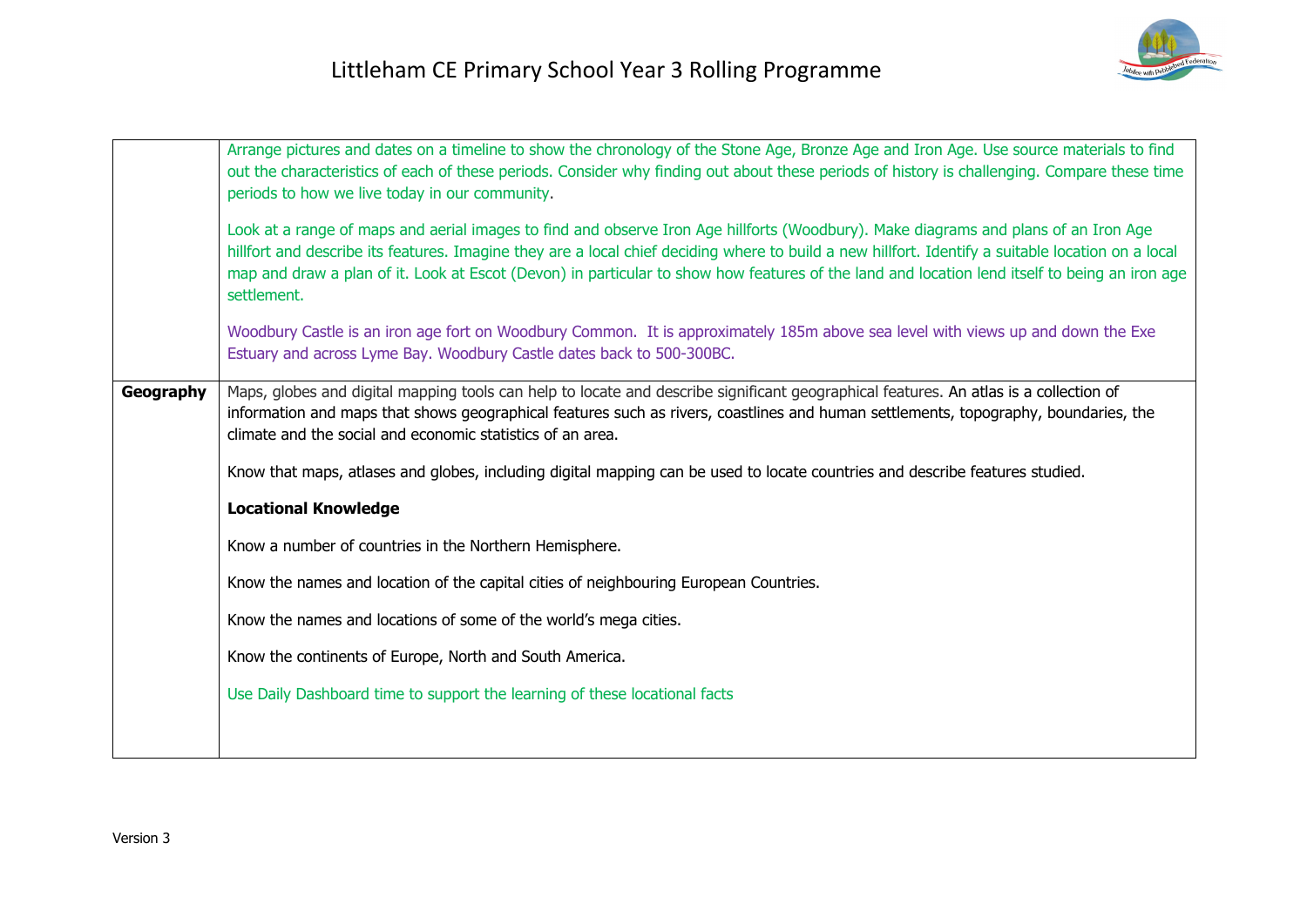| | |
|---|---|
| | Arrange pictures and dates on a timeline to show the chronology of the Stone Age, Bronze Age and Iron Age. Use source materials to find out the characteristics of each of these periods. Consider why finding out about these periods of history is challenging. Compare these time periods to how we live today in our community.<br><br>Look at a range of maps and aerial images to find and observe Iron Age hillforts (Woodbury). Make diagrams and plans of an Iron Age hillfort and describe its features. Imagine they are a local chief deciding where to build a new hillfort. Identify a suitable location on a local map and draw a plan of it. Look at Escot (Devon) in particular to show how features of the land and location lend itself to being an iron age settlement.<br><br>Woodbury Castle is an iron age fort on Woodbury Common. It is approximately 185m above sea level with views up and down the Exe Estuary and across Lyme Bay. Woodbury Castle dates back to 500-300BC. |
| **Geography** | Maps, globes and digital mapping tools can help to locate and describe significant geographical features. An atlas is a collection of information and maps that shows geographical features such as rivers, coastlines and human settlements, topography, boundaries, the climate and the social and economic statistics of an area.<br><br>Know that maps, atlases and globes, including digital mapping can be used to locate countries and describe features studied.<br><br>**Locational Knowledge**<br><br>Know a number of countries in the Northern Hemisphere.<br><br>Know the names and location of the capital cities of neighbouring European Countries.<br><br>Know the names and locations of some of the world's mega cities.<br><br>Know the continents of Europe, North and South America.<br><br>Use Daily Dashboard time to support the learning of these locational facts |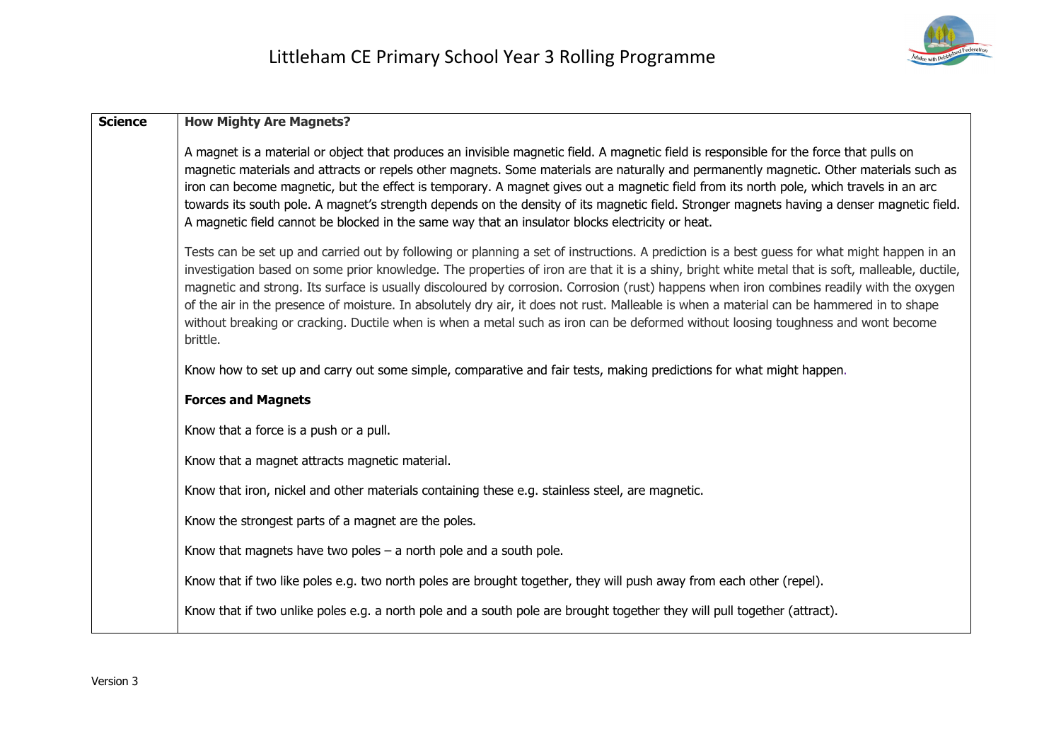# Littleham CE Primary School Year 3 Rolling Programme

| Science | **How Mighty Are Magnets?**<br><br>A magnet is a material or object that produces an invisible magnetic field. A magnetic field is responsible for the force that pulls on magnetic materials and attracts or repels other magnets. Some materials are naturally and permanently magnetic. Other materials such as iron can become magnetic, but the effect is temporary. A magnet gives out a magnetic field from its north pole, which travels in an arc towards its south pole. A magnet's strength depends on the density of its magnetic field. Stronger magnets having a denser magnetic field. A magnetic field cannot be blocked in the same way that an insulator blocks electricity or heat.<br><br>Tests can be set up and carried out by following or planning a set of instructions. A prediction is a best guess for what might happen in an investigation based on some prior knowledge. The properties of iron are that it is a shiny, bright white metal that is soft, malleable, ductile, magnetic and strong. Its surface is usually discoloured by corrosion. Corrosion (rust) happens when iron combines readily with the oxygen of the air in the presence of moisture. In absolutely dry air, it does not rust. Malleable is when a material can be hammered in to shape without breaking or cracking. Ductile when is when a metal such as iron can be deformed without loosing toughness and wont become brittle.<br><br>Know how to set up and carry out some simple, comparative and fair tests, making predictions for what might happen.<br><br>**Forces and Magnets**<br><br>Know that a force is a push or a pull.<br><br>Know that a magnet attracts magnetic material.<br><br>Know that iron, nickel and other materials containing these e.g. stainless steel, are magnetic.<br><br>Know the strongest parts of a magnet are the poles.<br><br>Know that magnets have two poles – a north pole and a south pole.<br><br>Know that if two like poles e.g. two north poles are brought together, they will push away from each other (repel).<br><br>Know that if two unlike poles e.g. a north pole and a south pole are brought together they will pull together (attract). |
|---|---|

Version 3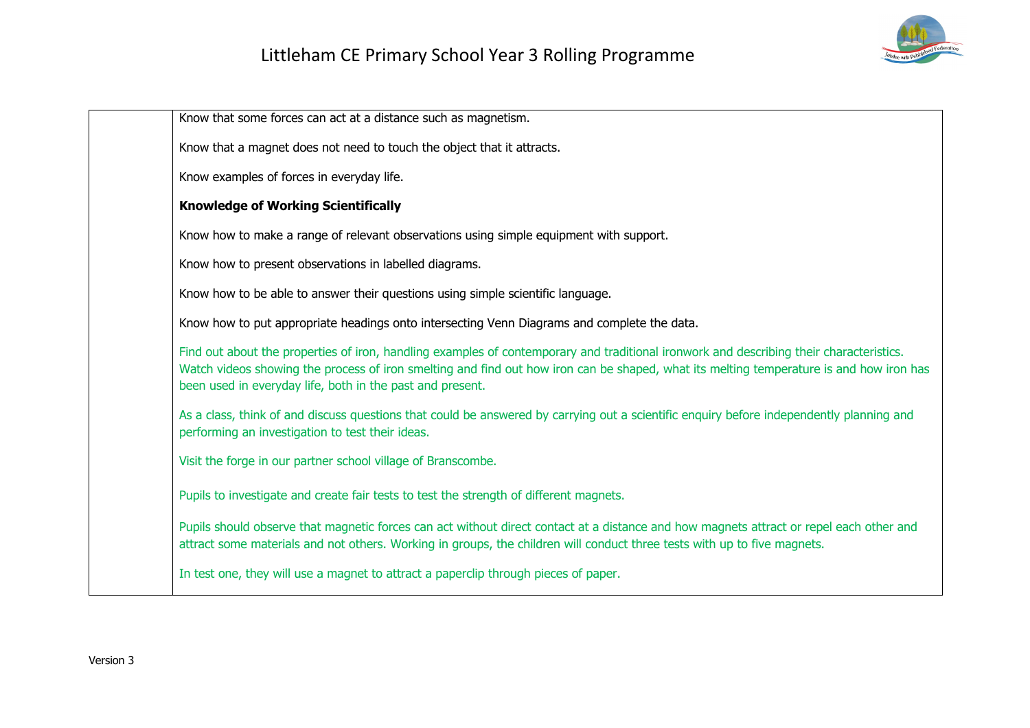| | |
|---|---|
| | Know that some forces can act at a distance such as magnetism.<br><br>Know that a magnet does not need to touch the object that it attracts.<br><br>Know examples of forces in everyday life.<br><br>**Knowledge of Working Scientifically**<br><br>Know how to make a range of relevant observations using simple equipment with support.<br><br>Know how to present observations in labelled diagrams.<br><br>Know how to be able to answer their questions using simple scientific language.<br><br>Know how to put appropriate headings onto intersecting Venn Diagrams and complete the data.<br><br>Find out about the properties of iron, handling examples of contemporary and traditional ironwork and describing their characteristics. Watch videos showing the process of iron smelting and find out how iron can be shaped, what its melting temperature is and how iron has been used in everyday life, both in the past and present.<br><br>As a class, think of and discuss questions that could be answered by carrying out a scientific enquiry before independently planning and performing an investigation to test their ideas.<br><br>Visit the forge in our partner school village of Branscombe.<br><br>Pupils to investigate and create fair tests to test the strength of different magnets.<br><br>Pupils should observe that magnetic forces can act without direct contact at a distance and how magnets attract or repel each other and attract some materials and not others. Working in groups, the children will conduct three tests with up to five magnets.<br><br>In test one, they will use a magnet to attract a paperclip through pieces of paper. |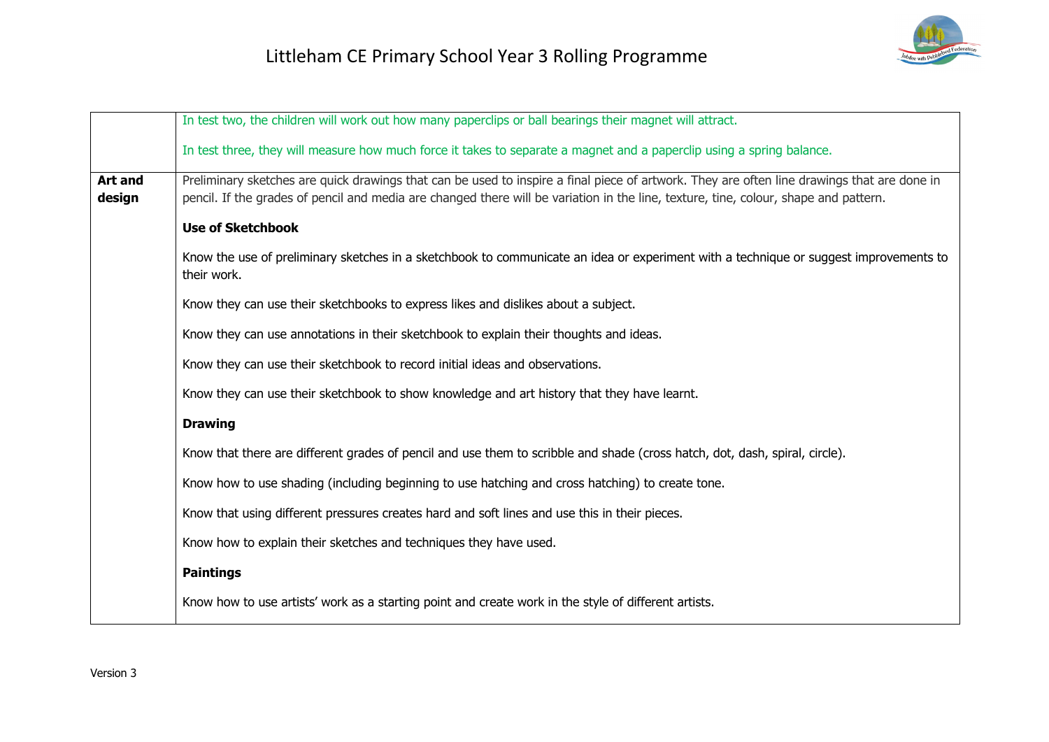| | |
|---|---|
| | In test two, the children will work out how many paperclips or ball bearings their magnet will attract.<br><br>In test three, they will measure how much force it takes to separate a magnet and a paperclip using a spring balance. |
| **Art and design** | Preliminary sketches are quick drawings that can be used to inspire a final piece of artwork. They are often line drawings that are done in pencil. If the grades of pencil and media are changed there will be variation in the line, texture, tine, colour, shape and pattern.<br><br>**Use of Sketchbook**<br><br>Know the use of preliminary sketches in a sketchbook to communicate an idea or experiment with a technique or suggest improvements to their work.<br><br>Know they can use their sketchbooks to express likes and dislikes about a subject.<br><br>Know they can use annotations in their sketchbook to explain their thoughts and ideas.<br><br>Know they can use their sketchbook to record initial ideas and observations.<br><br>Know they can use their sketchbook to show knowledge and art history that they have learnt.<br><br>**Drawing**<br><br>Know that there are different grades of pencil and use them to scribble and shade (cross hatch, dot, dash, spiral, circle).<br><br>Know how to use shading (including beginning to use hatching and cross hatching) to create tone.<br><br>Know that using different pressures creates hard and soft lines and use this in their pieces.<br><br>Know how to explain their sketches and techniques they have used.<br><br>**Paintings**<br><br>Know how to use artists' work as a starting point and create work in the style of different artists. |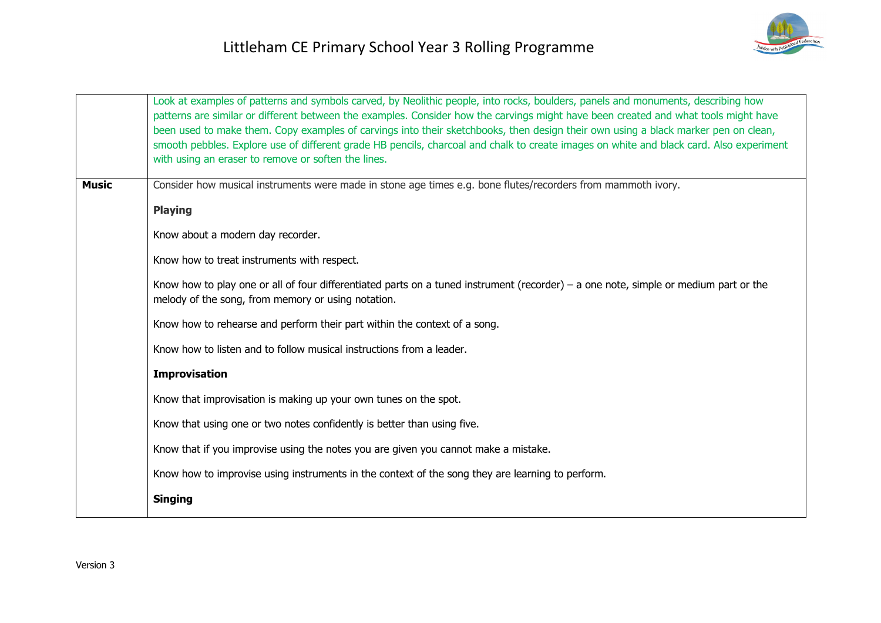| | |
|---|---|
| | Look at examples of patterns and symbols carved, by Neolithic people, into rocks, boulders, panels and monuments, describing how patterns are similar or different between the examples. Consider how the carvings might have been created and what tools might have been used to make them. Copy examples of carvings into their sketchbooks, then design their own using a black marker pen on clean, smooth pebbles. Explore use of different grade HB pencils, charcoal and chalk to create images on white and black card. Also experiment with using an eraser to remove or soften the lines. |
| **Music** | Consider how musical instruments were made in stone age times e.g. bone flutes/recorders from mammoth ivory.<br><br>**Playing**<br><br>Know about a modern day recorder.<br><br>Know how to treat instruments with respect.<br><br>Know how to play one or all of four differentiated parts on a tuned instrument (recorder) – a one note, simple or medium part or the melody of the song, from memory or using notation.<br><br>Know how to rehearse and perform their part within the context of a song.<br><br>Know how to listen and to follow musical instructions from a leader.<br><br>**Improvisation**<br><br>Know that improvisation is making up your own tunes on the spot.<br><br>Know that using one or two notes confidently is better than using five.<br><br>Know that if you improvise using the notes you are given you cannot make a mistake.<br><br>Know how to improvise using instruments in the context of the song they are learning to perform.<br><br>**Singing** |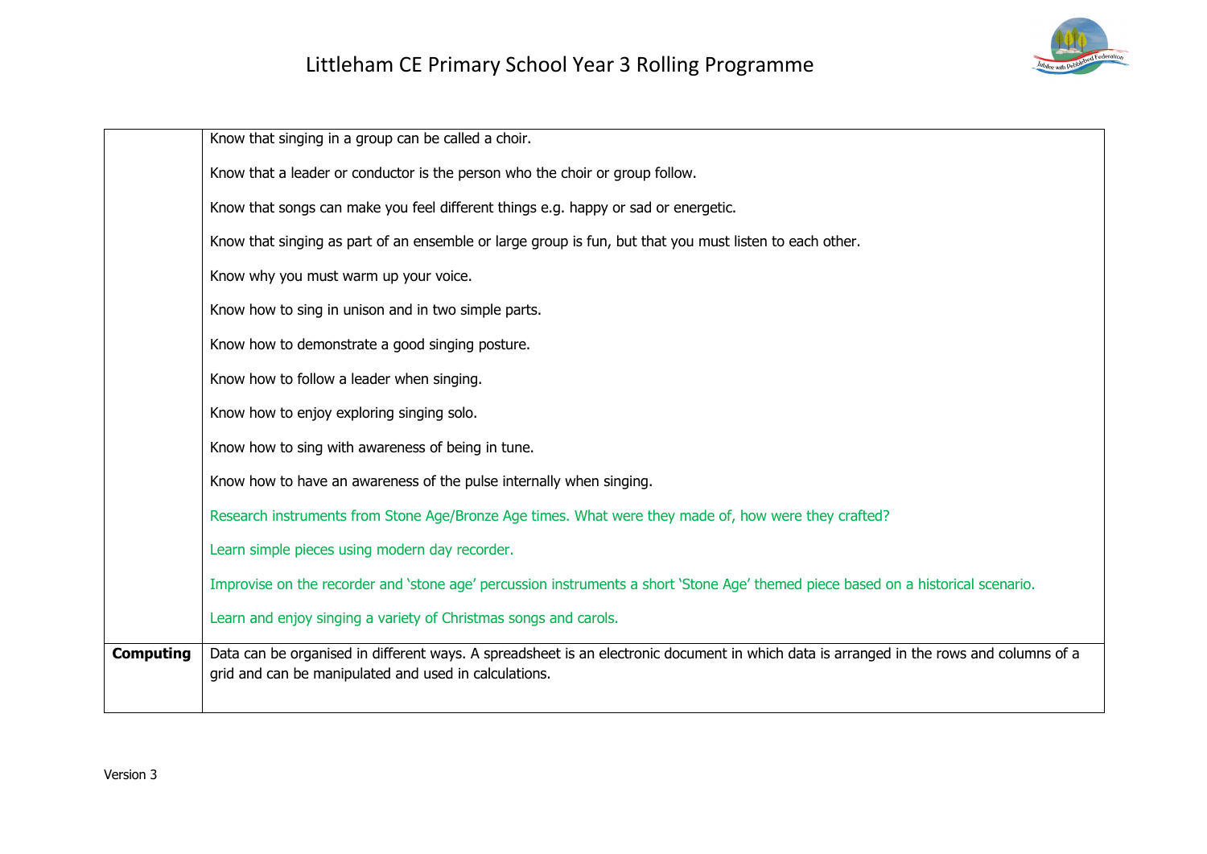| | |
|---|---|
| | Know that singing in a group can be called a choir.<br><br>Know that a leader or conductor is the person who the choir or group follow.<br><br>Know that songs can make you feel different things e.g. happy or sad or energetic.<br><br>Know that singing as part of an ensemble or large group is fun, but that you must listen to each other.<br><br>Know why you must warm up your voice.<br><br>Know how to sing in unison and in two simple parts.<br><br>Know how to demonstrate a good singing posture.<br><br>Know how to follow a leader when singing.<br><br>Know how to enjoy exploring singing solo.<br><br>Know how to sing with awareness of being in tune.<br><br>Know how to have an awareness of the pulse internally when singing.<br><br>Research instruments from Stone Age/Bronze Age times. What were they made of, how were they crafted?<br><br>Learn simple pieces using modern day recorder.<br><br>Improvise on the recorder and 'stone age' percussion instruments a short 'Stone Age' themed piece based on a historical scenario.<br><br>Learn and enjoy singing a variety of Christmas songs and carols. |
| **Computing** | Data can be organised in different ways. A spreadsheet is an electronic document in which data is arranged in the rows and columns of a grid and can be manipulated and used in calculations. |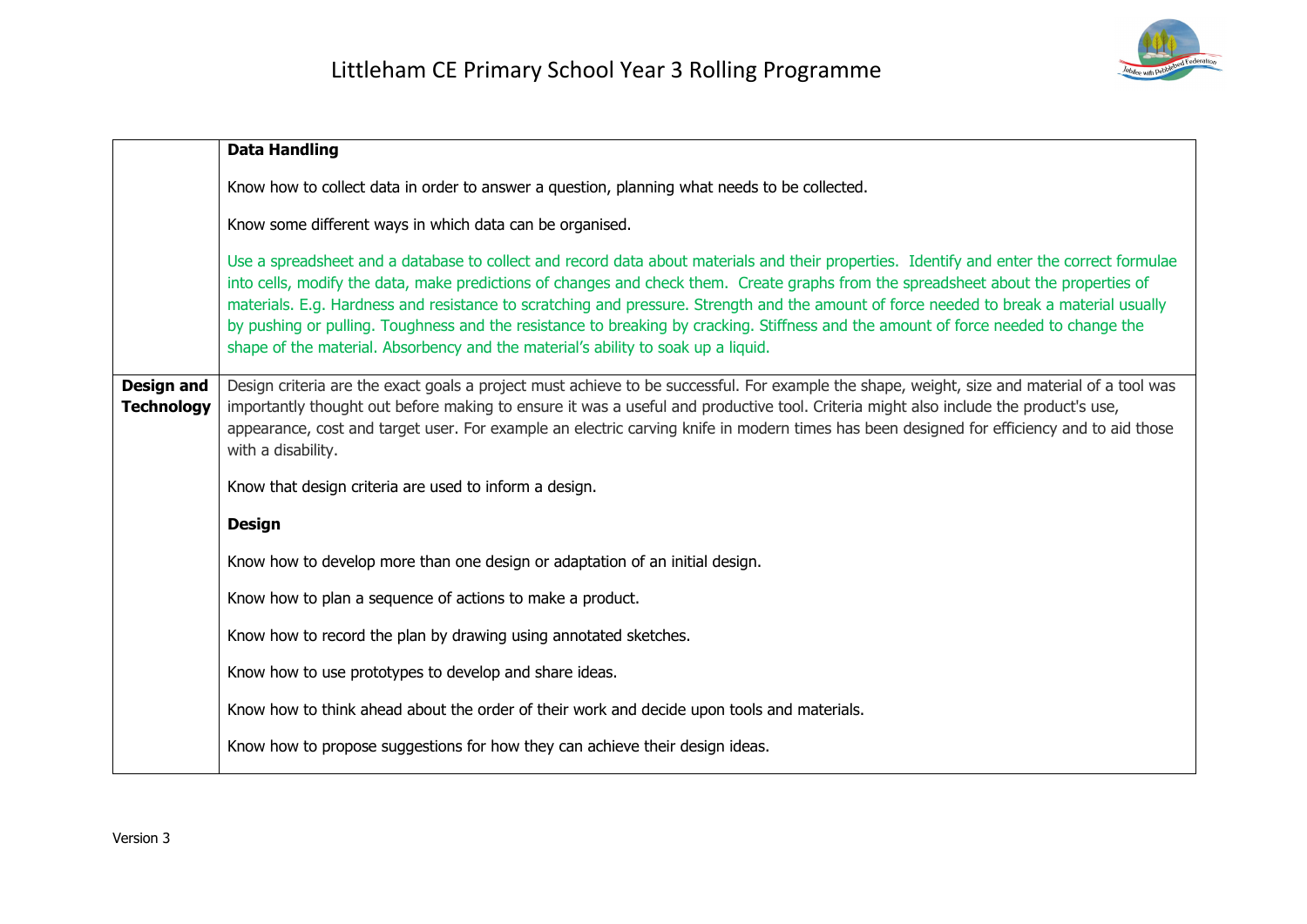| | |
|---|---|
| | **Data Handling**<br><br>Know how to collect data in order to answer a question, planning what needs to be collected.<br><br>Know some different ways in which data can be organised.<br><br>Use a spreadsheet and a database to collect and record data about materials and their properties. Identify and enter the correct formulae into cells, modify the data, make predictions of changes and check them. Create graphs from the spreadsheet about the properties of materials. E.g. Hardness and resistance to scratching and pressure. Strength and the amount of force needed to break a material usually by pushing or pulling. Toughness and the resistance to breaking by cracking. Stiffness and the amount of force needed to change the shape of the material. Absorbency and the material's ability to soak up a liquid. |
| **Design and Technology** | Design criteria are the exact goals a project must achieve to be successful. For example the shape, weight, size and material of a tool was importantly thought out before making to ensure it was a useful and productive tool. Criteria might also include the product's use, appearance, cost and target user. For example an electric carving knife in modern times has been designed for efficiency and to aid those with a disability.<br><br>Know that design criteria are used to inform a design.<br><br>**Design**<br><br>Know how to develop more than one design or adaptation of an initial design.<br><br>Know how to plan a sequence of actions to make a product.<br><br>Know how to record the plan by drawing using annotated sketches.<br><br>Know how to use prototypes to develop and share ideas.<br><br>Know how to think ahead about the order of their work and decide upon tools and materials.<br><br>Know how to propose suggestions for how they can achieve their design ideas. |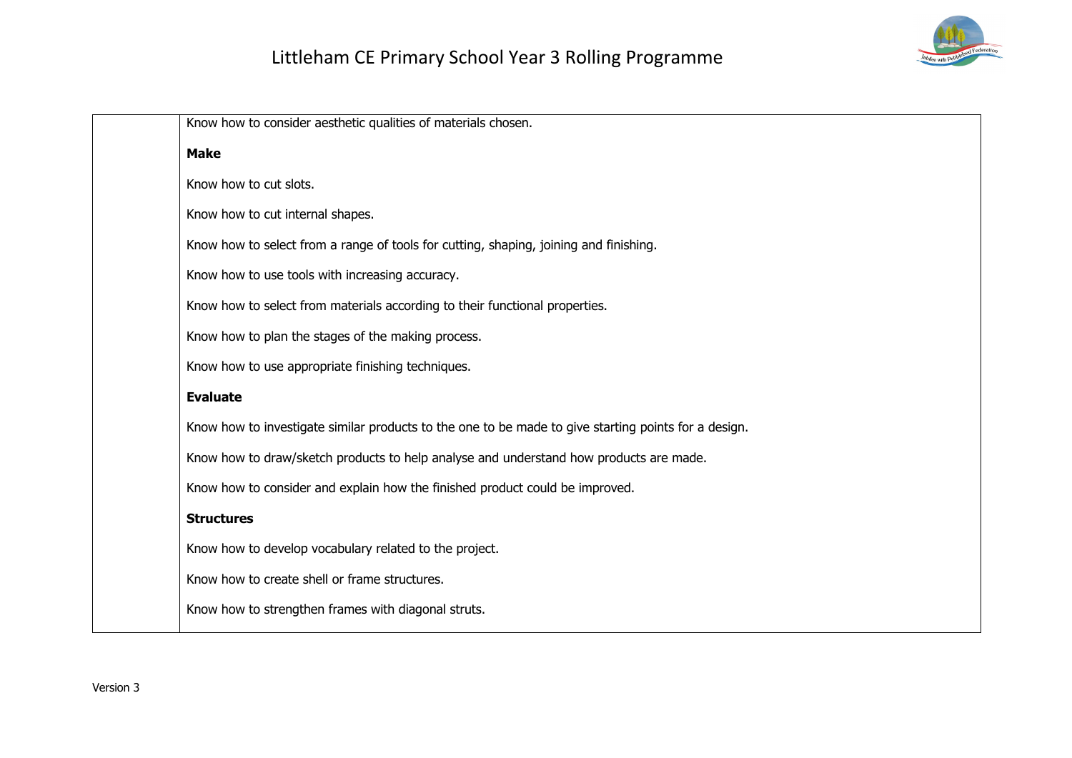| | |
|---|---|
| | Know how to consider aesthetic qualities of materials chosen.<br><br>**Make**<br><br>Know how to cut slots.<br><br>Know how to cut internal shapes.<br><br>Know how to select from a range of tools for cutting, shaping, joining and finishing.<br><br>Know how to use tools with increasing accuracy.<br><br>Know how to select from materials according to their functional properties.<br><br>Know how to plan the stages of the making process.<br><br>Know how to use appropriate finishing techniques.<br><br>**Evaluate**<br><br>Know how to investigate similar products to the one to be made to give starting points for a design.<br><br>Know how to draw/sketch products to help analyse and understand how products are made.<br><br>Know how to consider and explain how the finished product could be improved.<br><br>**Structures**<br><br>Know how to develop vocabulary related to the project.<br><br>Know how to create shell or frame structures.<br><br>Know how to strengthen frames with diagonal struts. |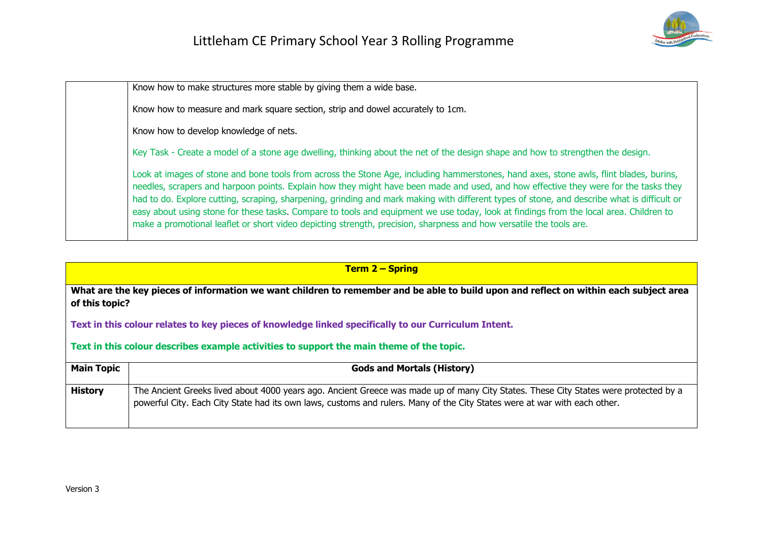| | |
|---|---|
| | Know how to make structures more stable by giving them a wide base.<br><br>Know how to measure and mark square section, strip and dowel accurately to 1cm.<br><br>Know how to develop knowledge of nets.<br><br>Key Task - Create a model of a stone age dwelling, thinking about the net of the design shape and how to strengthen the design.<br><br>Look at images of stone and bone tools from across the Stone Age, including hammerstones, hand axes, stone awls, flint blades, burins, needles, scrapers and harpoon points. Explain how they might have been made and used, and how effective they were for the tasks they had to do. Explore cutting, scraping, sharpening, grinding and mark making with different types of stone, and describe what is difficult or easy about using stone for these tasks. Compare to tools and equipment we use today, look at findings from the local area. Children to make a promotional leaflet or short video depicting strength, precision, sharpness and how versatile the tools are. |

| **Term 2 – Spring** | |
|---|---|
| **What are the key pieces of information we want children to remember and be able to build upon and reflect on within each subject area of this topic?**<br><br>**Text in this colour relates to key pieces of knowledge linked specifically to our Curriculum Intent.**<br><br>**Text in this colour describes example activities to support the main theme of the topic.** | |
| **Main Topic** | **Gods and Mortals (History)** |
| **History** | The Ancient Greeks lived about 4000 years ago. Ancient Greece was made up of many City States. These City States were protected by a powerful City. Each City State had its own laws, customs and rulers. Many of the City States were at war with each other. |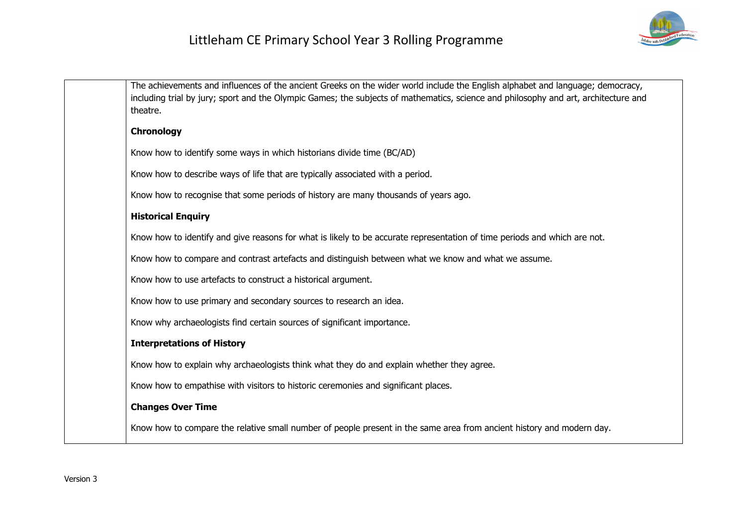| | The achievements and influences of the ancient Greeks on the wider world include the English alphabet and language; democracy, including trial by jury; sport and the Olympic Games; the subjects of mathematics, science and philosophy and art, architecture and theatre.<br><br>**Chronology**<br><br>Know how to identify some ways in which historians divide time (BC/AD)<br><br>Know how to describe ways of life that are typically associated with a period.<br><br>Know how to recognise that some periods of history are many thousands of years ago.<br><br>**Historical Enquiry**<br><br>Know how to identify and give reasons for what is likely to be accurate representation of time periods and which are not.<br><br>Know how to compare and contrast artefacts and distinguish between what we know and what we assume.<br><br>Know how to use artefacts to construct a historical argument.<br><br>Know how to use primary and secondary sources to research an idea.<br><br>Know why archaeologists find certain sources of significant importance.<br><br>**Interpretations of History**<br><br>Know how to explain why archaeologists think what they do and explain whether they agree.<br><br>Know how to empathise with visitors to historic ceremonies and significant places.<br><br>**Changes Over Time**<br><br>Know how to compare the relative small number of people present in the same area from ancient history and modern day. |
|---|---|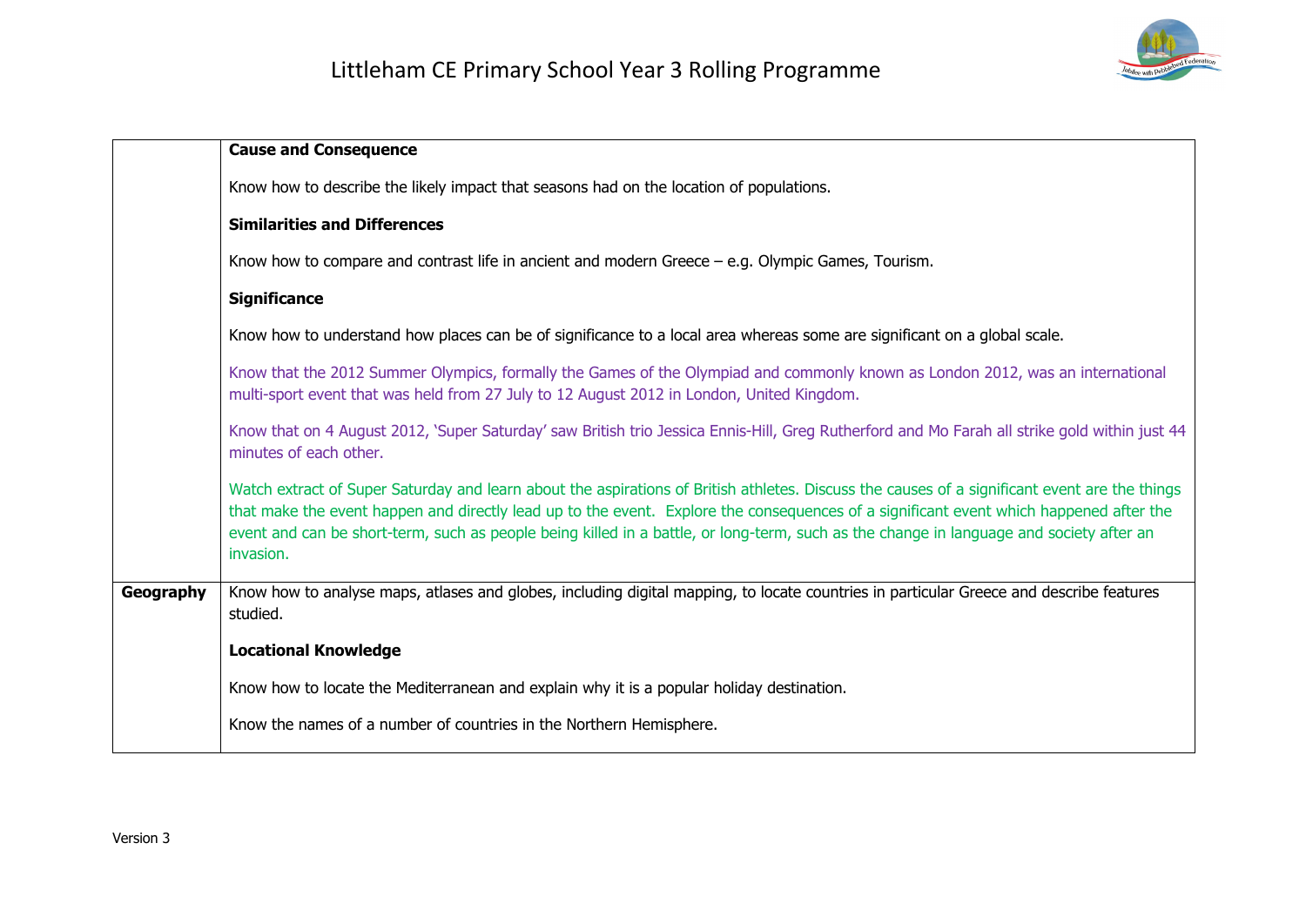| | |
|---|---|
| | **Cause and Consequence**<br><br>Know how to describe the likely impact that seasons had on the location of populations.<br><br>**Similarities and Differences**<br><br>Know how to compare and contrast life in ancient and modern Greece – e.g. Olympic Games, Tourism.<br><br>**Significance**<br><br>Know how to understand how places can be of significance to a local area whereas some are significant on a global scale.<br><br>Know that the 2012 Summer Olympics, formally the Games of the Olympiad and commonly known as London 2012, was an international multi-sport event that was held from 27 July to 12 August 2012 in London, United Kingdom.<br><br>Know that on 4 August 2012, 'Super Saturday' saw British trio Jessica Ennis-Hill, Greg Rutherford and Mo Farah all strike gold within just 44 minutes of each other.<br><br>Watch extract of Super Saturday and learn about the aspirations of British athletes. Discuss the causes of a significant event are the things that make the event happen and directly lead up to the event. Explore the consequences of a significant event which happened after the event and can be short-term, such as people being killed in a battle, or long-term, such as the change in language and society after an invasion. |
| **Geography** | Know how to analyse maps, atlases and globes, including digital mapping, to locate countries in particular Greece and describe features studied.<br><br>**Locational Knowledge**<br><br>Know how to locate the Mediterranean and explain why it is a popular holiday destination.<br><br>Know the names of a number of countries in the Northern Hemisphere. |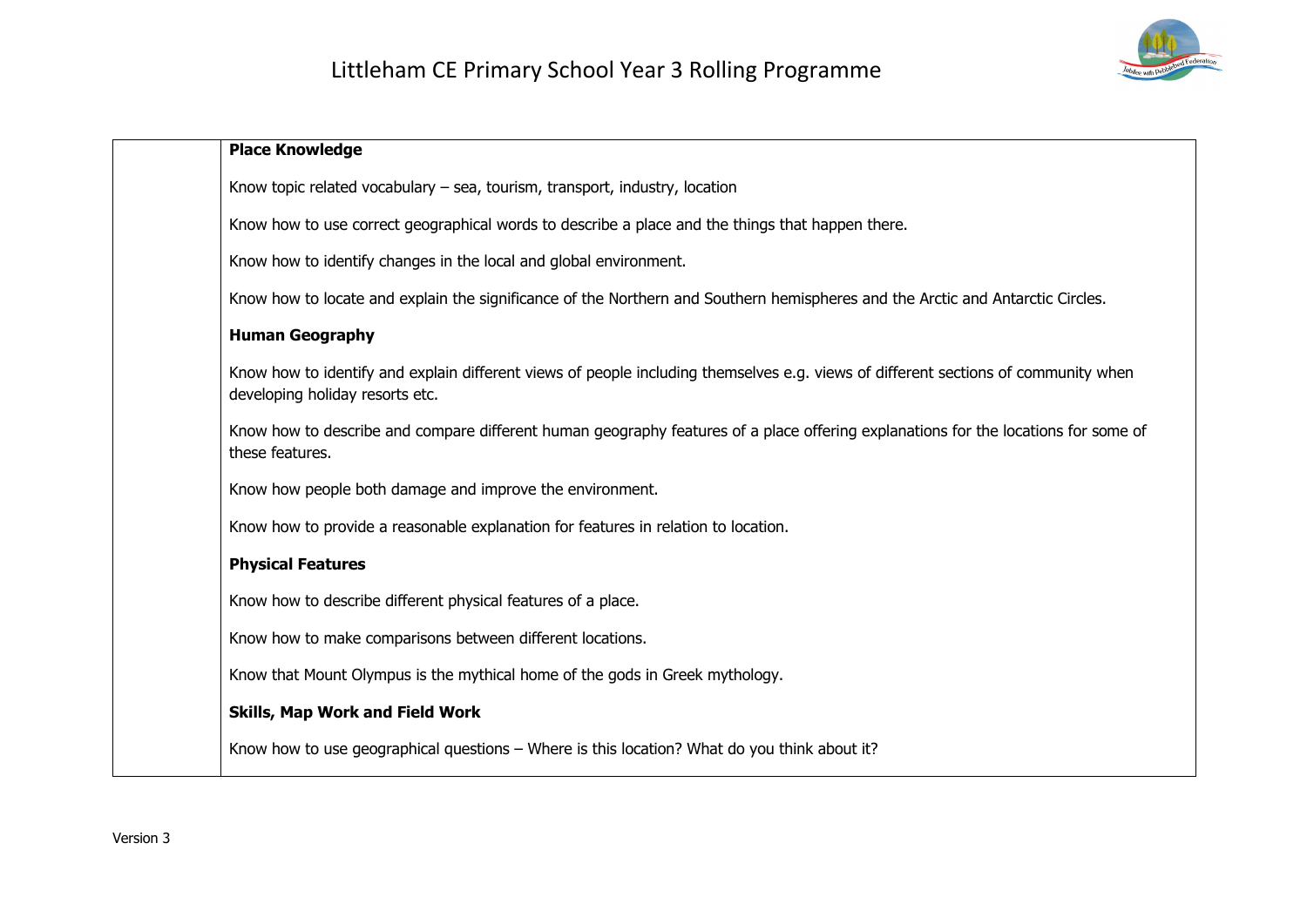| | |
|---|---|
| | **Place Knowledge**<br><br>Know topic related vocabulary – sea, tourism, transport, industry, location<br><br>Know how to use correct geographical words to describe a place and the things that happen there.<br><br>Know how to identify changes in the local and global environment.<br><br>Know how to locate and explain the significance of the Northern and Southern hemispheres and the Arctic and Antarctic Circles.<br><br>**Human Geography**<br><br>Know how to identify and explain different views of people including themselves e.g. views of different sections of community when developing holiday resorts etc.<br><br>Know how to describe and compare different human geography features of a place offering explanations for the locations for some of these features.<br><br>Know how people both damage and improve the environment.<br><br>Know how to provide a reasonable explanation for features in relation to location.<br><br>**Physical Features**<br><br>Know how to describe different physical features of a place.<br><br>Know how to make comparisons between different locations.<br><br>Know that Mount Olympus is the mythical home of the gods in Greek mythology.<br><br>**Skills, Map Work and Field Work**<br><br>Know how to use geographical questions – Where is this location? What do you think about it? |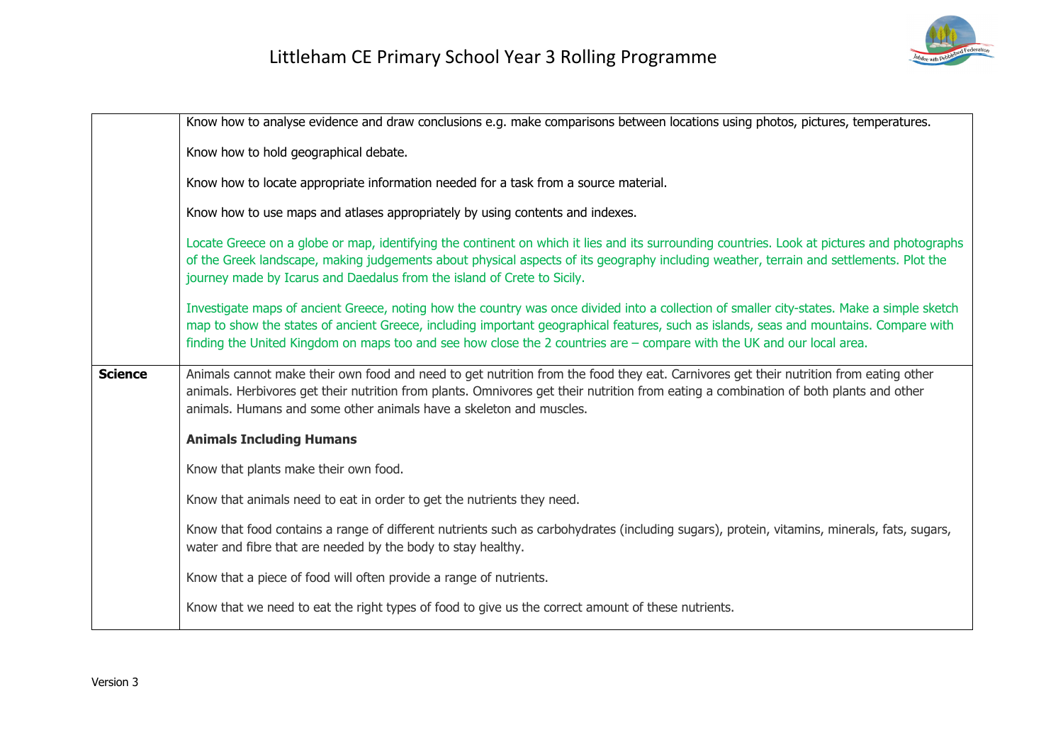| | |
|---|---|
| | Know how to analyse evidence and draw conclusions e.g. make comparisons between locations using photos, pictures, temperatures.<br><br>Know how to hold geographical debate.<br><br>Know how to locate appropriate information needed for a task from a source material.<br><br>Know how to use maps and atlases appropriately by using contents and indexes.<br><br>Locate Greece on a globe or map, identifying the continent on which it lies and its surrounding countries. Look at pictures and photographs of the Greek landscape, making judgements about physical aspects of its geography including weather, terrain and settlements. Plot the journey made by Icarus and Daedalus from the island of Crete to Sicily.<br><br>Investigate maps of ancient Greece, noting how the country was once divided into a collection of smaller city-states. Make a simple sketch map to show the states of ancient Greece, including important geographical features, such as islands, seas and mountains. Compare with finding the United Kingdom on maps too and see how close the 2 countries are – compare with the UK and our local area. |
| **Science** | Animals cannot make their own food and need to get nutrition from the food they eat. Carnivores get their nutrition from eating other animals. Herbivores get their nutrition from plants. Omnivores get their nutrition from eating a combination of both plants and other animals. Humans and some other animals have a skeleton and muscles.<br><br>**Animals Including Humans**<br><br>Know that plants make their own food.<br><br>Know that animals need to eat in order to get the nutrients they need.<br><br>Know that food contains a range of different nutrients such as carbohydrates (including sugars), protein, vitamins, minerals, fats, sugars, water and fibre that are needed by the body to stay healthy.<br><br>Know that a piece of food will often provide a range of nutrients.<br><br>Know that we need to eat the right types of food to give us the correct amount of these nutrients. |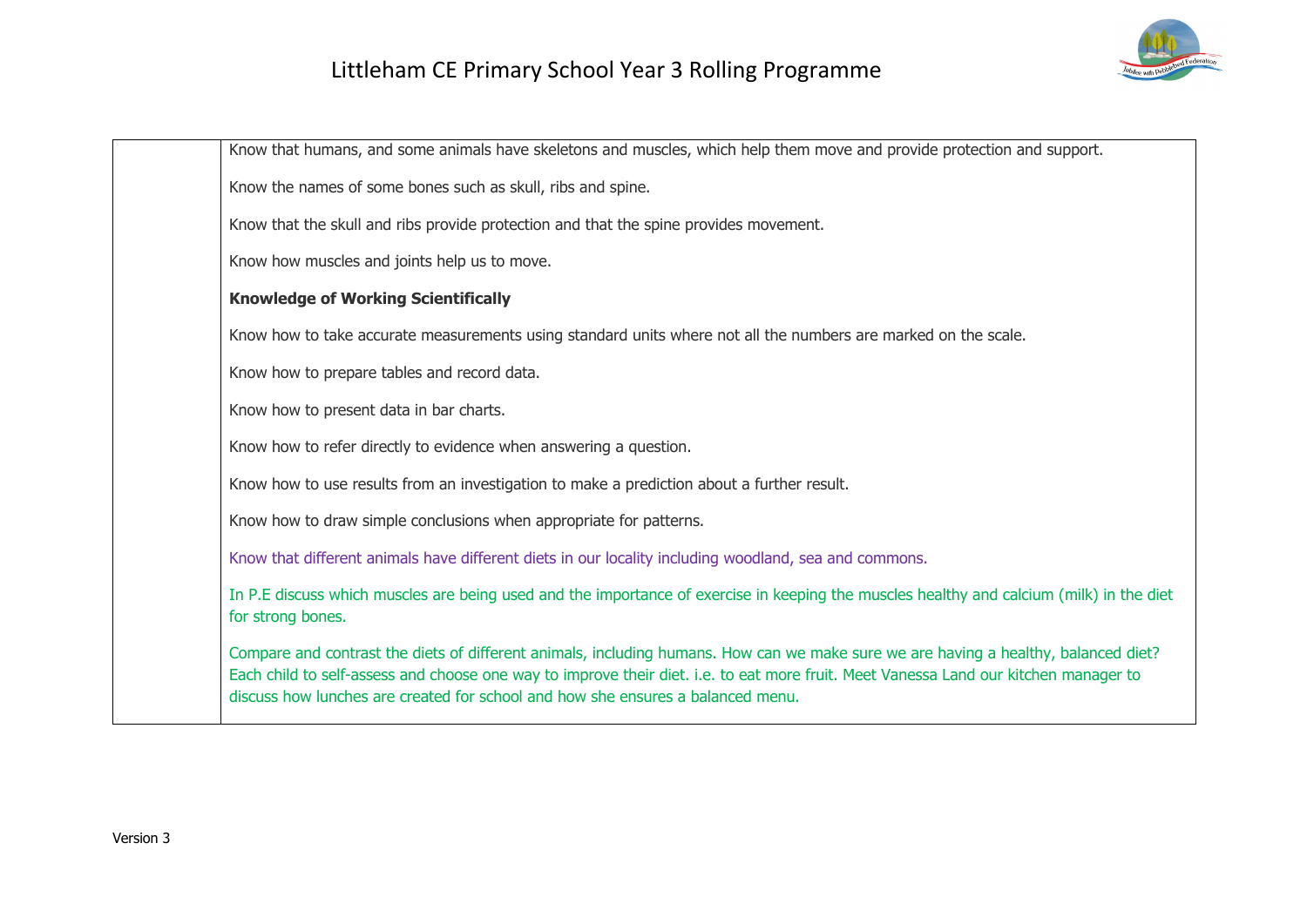| | |
|---|---|
| | Know that humans, and some animals have skeletons and muscles, which help them move and provide protection and support.<br><br>Know the names of some bones such as skull, ribs and spine.<br><br>Know that the skull and ribs provide protection and that the spine provides movement.<br><br>Know how muscles and joints help us to move.<br><br>**Knowledge of Working Scientifically**<br><br>Know how to take accurate measurements using standard units where not all the numbers are marked on the scale.<br><br>Know how to prepare tables and record data.<br><br>Know how to present data in bar charts.<br><br>Know how to refer directly to evidence when answering a question.<br><br>Know how to use results from an investigation to make a prediction about a further result.<br><br>Know how to draw simple conclusions when appropriate for patterns.<br><br>Know that different animals have different diets in our locality including woodland, sea and commons.<br><br>In P.E discuss which muscles are being used and the importance of exercise in keeping the muscles healthy and calcium (milk) in the diet for strong bones.<br><br>Compare and contrast the diets of different animals, including humans. How can we make sure we are having a healthy, balanced diet? Each child to self-assess and choose one way to improve their diet. i.e. to eat more fruit. Meet Vanessa Land our kitchen manager to discuss how lunches are created for school and how she ensures a balanced menu. |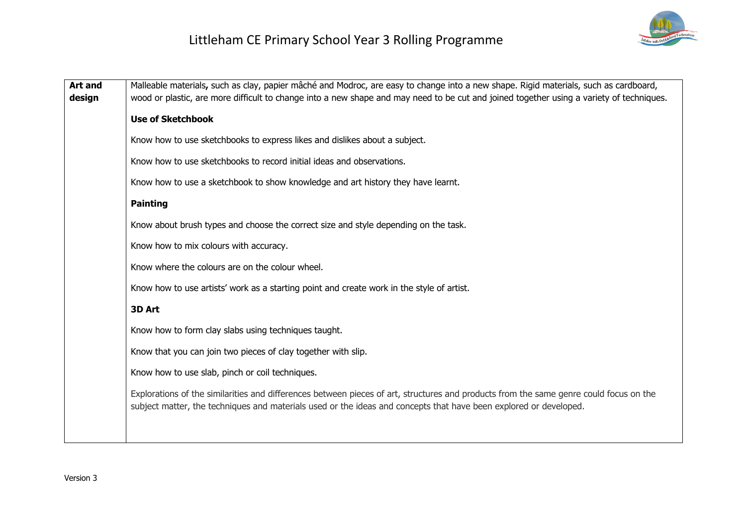| Art and design | Malleable materials**,** such as clay, papier mâché and Modroc, are easy to change into a new shape. Rigid materials, such as cardboard, wood or plastic, are more difficult to change into a new shape and may need to be cut and joined together using a variety of techniques.<br><br>**Use of Sketchbook**<br><br>Know how to use sketchbooks to express likes and dislikes about a subject.<br><br>Know how to use sketchbooks to record initial ideas and observations.<br><br>Know how to use a sketchbook to show knowledge and art history they have learnt.<br><br>**Painting**<br><br>Know about brush types and choose the correct size and style depending on the task.<br><br>Know how to mix colours with accuracy.<br><br>Know where the colours are on the colour wheel.<br><br>Know how to use artists' work as a starting point and create work in the style of artist.<br><br>**3D Art**<br><br>Know how to form clay slabs using techniques taught.<br><br>Know that you can join two pieces of clay together with slip.<br><br>Know how to use slab, pinch or coil techniques.<br><br>Explorations of the similarities and differences between pieces of art, structures and products from the same genre could focus on the subject matter, the techniques and materials used or the ideas and concepts that have been explored or developed. |
|---|---|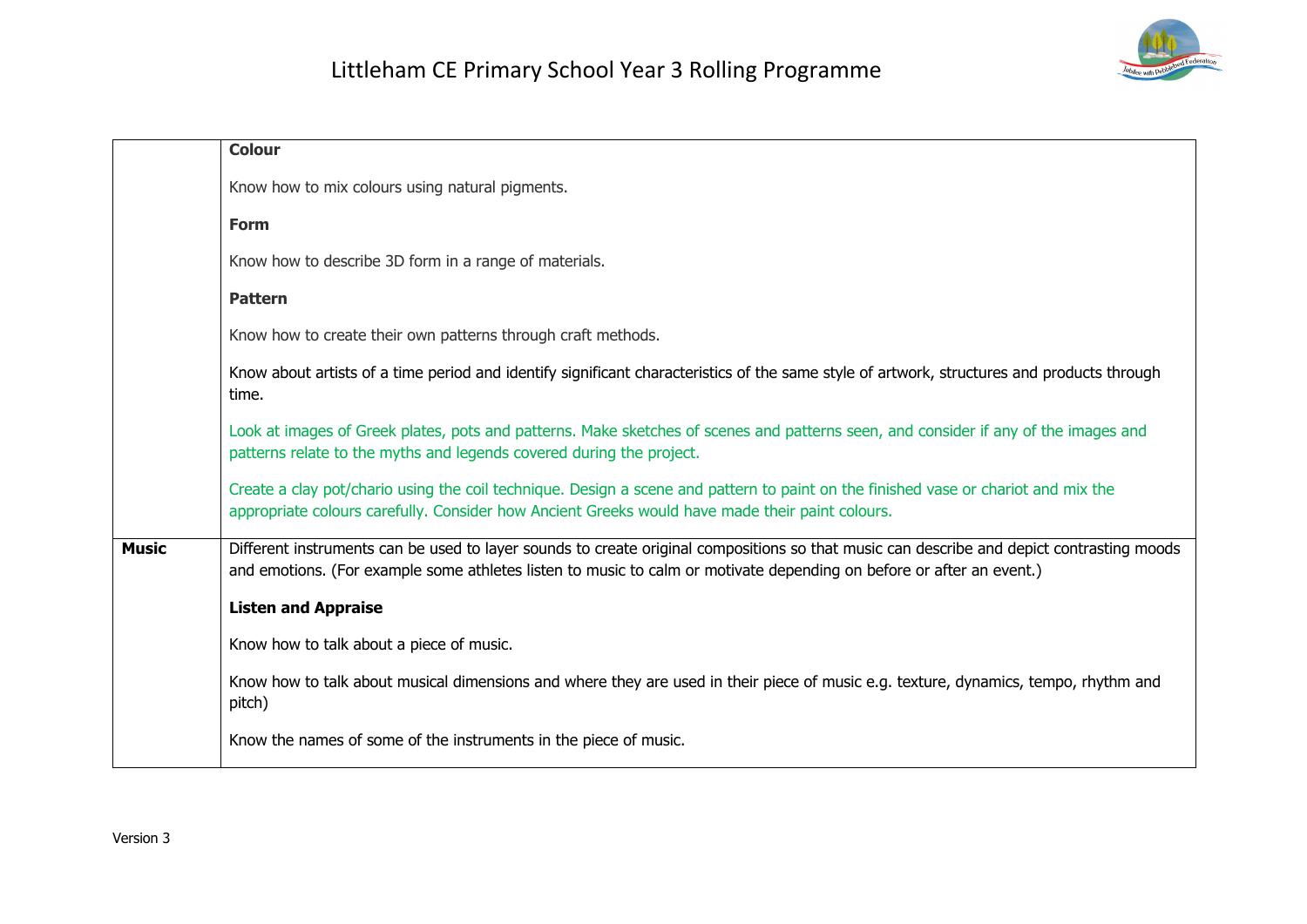| | |
|---|---|
| | **Colour**<br><br>Know how to mix colours using natural pigments.<br><br>**Form**<br><br>Know how to describe 3D form in a range of materials.<br><br>**Pattern**<br><br>Know how to create their own patterns through craft methods.<br><br>Know about artists of a time period and identify significant characteristics of the same style of artwork, structures and products through time.<br><br>Look at images of Greek plates, pots and patterns. Make sketches of scenes and patterns seen, and consider if any of the images and patterns relate to the myths and legends covered during the project.<br><br>Create a clay pot/chario using the coil technique. Design a scene and pattern to paint on the finished vase or chariot and mix the appropriate colours carefully. Consider how Ancient Greeks would have made their paint colours. |
| **Music** | Different instruments can be used to layer sounds to create original compositions so that music can describe and depict contrasting moods and emotions. (For example some athletes listen to music to calm or motivate depending on before or after an event.)<br><br>**Listen and Appraise**<br><br>Know how to talk about a piece of music.<br><br>Know how to talk about musical dimensions and where they are used in their piece of music e.g. texture, dynamics, tempo, rhythm and pitch)<br><br>Know the names of some of the instruments in the piece of music. |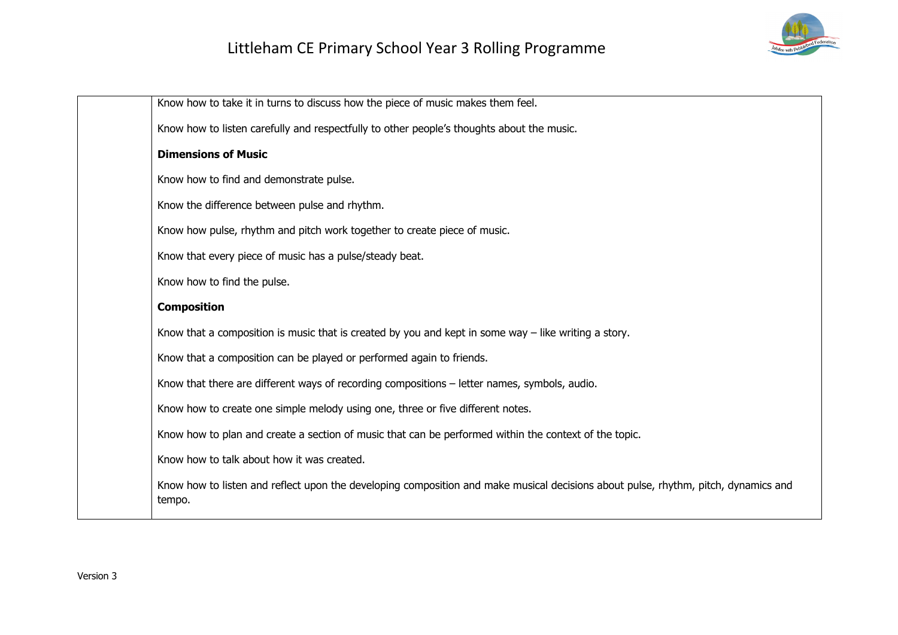| | |
|---|---|
| | Know how to take it in turns to discuss how the piece of music makes them feel.<br><br>Know how to listen carefully and respectfully to other people's thoughts about the music.<br><br>**Dimensions of Music**<br><br>Know how to find and demonstrate pulse.<br><br>Know the difference between pulse and rhythm.<br><br>Know how pulse, rhythm and pitch work together to create piece of music.<br><br>Know that every piece of music has a pulse/steady beat.<br><br>Know how to find the pulse.<br><br>**Composition**<br><br>Know that a composition is music that is created by you and kept in some way – like writing a story.<br><br>Know that a composition can be played or performed again to friends.<br><br>Know that there are different ways of recording compositions – letter names, symbols, audio.<br><br>Know how to create one simple melody using one, three or five different notes.<br><br>Know how to plan and create a section of music that can be performed within the context of the topic.<br><br>Know how to talk about how it was created.<br><br>Know how to listen and reflect upon the developing composition and make musical decisions about pulse, rhythm, pitch, dynamics and tempo. |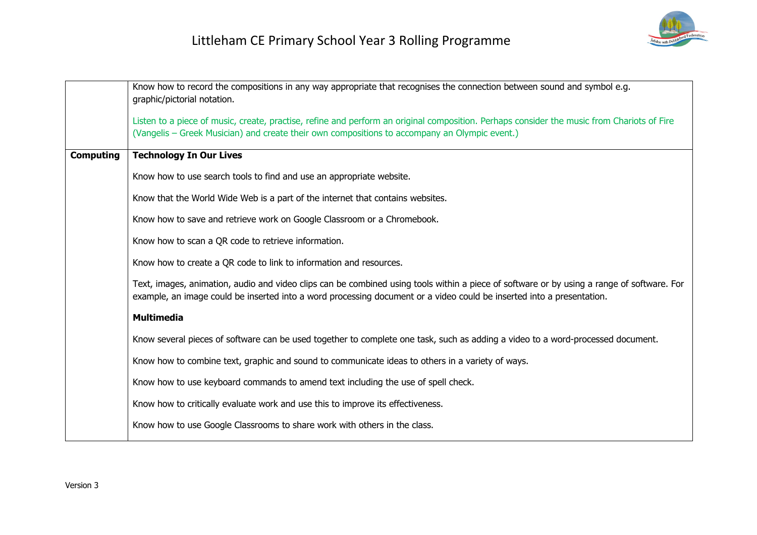| | |
|---|---|
| | Know how to record the compositions in any way appropriate that recognises the connection between sound and symbol e.g. graphic/pictorial notation.<br><br>Listen to a piece of music, create, practise, refine and perform an original composition. Perhaps consider the music from Chariots of Fire (Vangelis – Greek Musician) and create their own compositions to accompany an Olympic event.) |
| **Computing** | **Technology In Our Lives**<br><br>Know how to use search tools to find and use an appropriate website.<br><br>Know that the World Wide Web is a part of the internet that contains websites.<br><br>Know how to save and retrieve work on Google Classroom or a Chromebook.<br><br>Know how to scan a QR code to retrieve information.<br><br>Know how to create a QR code to link to information and resources.<br><br>Text, images, animation, audio and video clips can be combined using tools within a piece of software or by using a range of software. For example, an image could be inserted into a word processing document or a video could be inserted into a presentation.<br><br>**Multimedia**<br><br>Know several pieces of software can be used together to complete one task, such as adding a video to a word-processed document.<br><br>Know how to combine text, graphic and sound to communicate ideas to others in a variety of ways.<br><br>Know how to use keyboard commands to amend text including the use of spell check.<br><br>Know how to critically evaluate work and use this to improve its effectiveness.<br><br>Know how to use Google Classrooms to share work with others in the class. |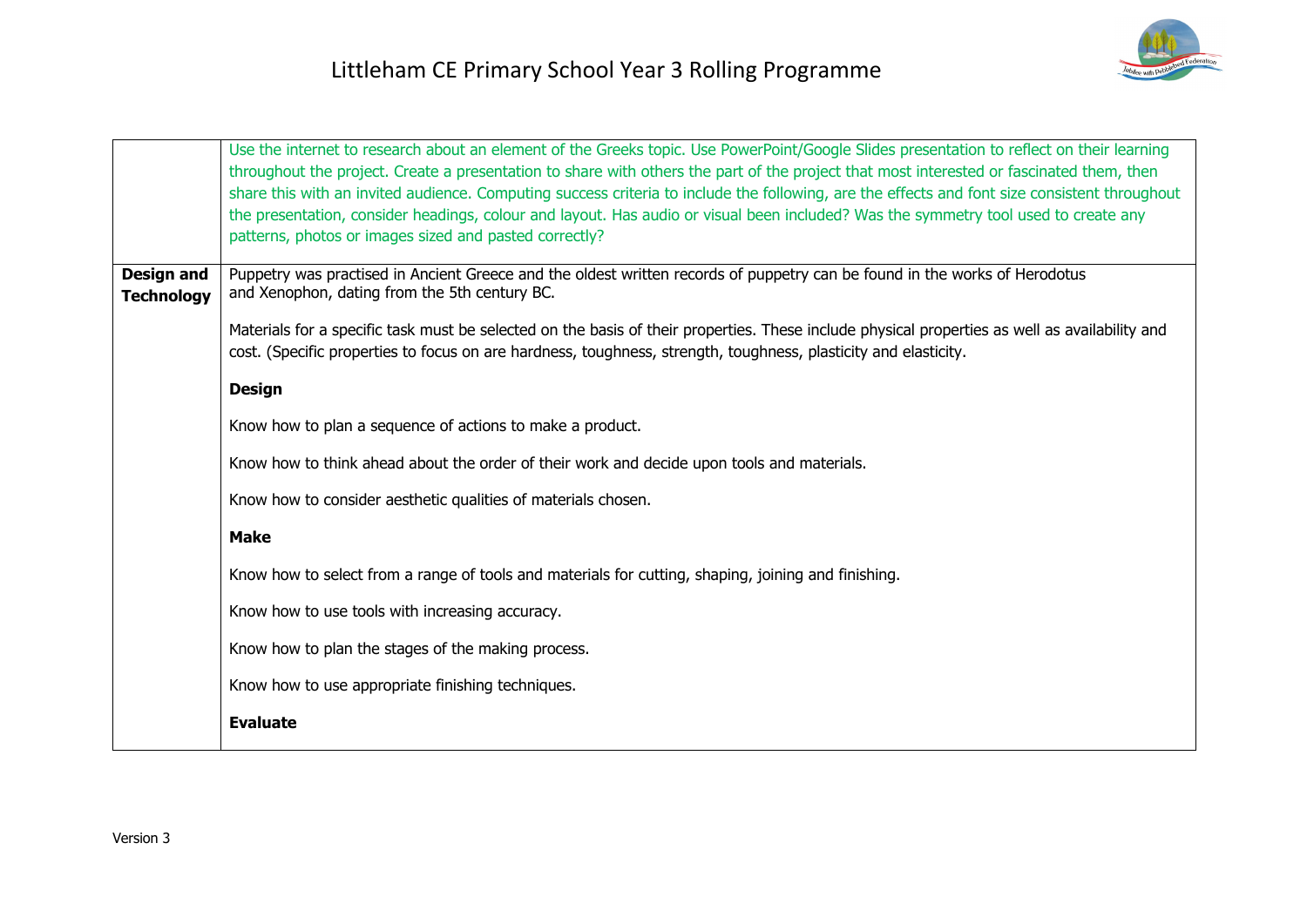| | |
|---|---|
| | Use the internet to research about an element of the Greeks topic. Use PowerPoint/Google Slides presentation to reflect on their learning throughout the project. Create a presentation to share with others the part of the project that most interested or fascinated them, then share this with an invited audience. Computing success criteria to include the following, are the effects and font size consistent throughout the presentation, consider headings, colour and layout. Has audio or visual been included? Was the symmetry tool used to create any patterns, photos or images sized and pasted correctly? |
| **Design and Technology** | Puppetry was practised in Ancient Greece and the oldest written records of puppetry can be found in the works of Herodotus and Xenophon, dating from the 5th century BC.<br><br>Materials for a specific task must be selected on the basis of their properties. These include physical properties as well as availability and cost. (Specific properties to focus on are hardness, toughness, strength, toughness, plasticity and elasticity.<br><br>**Design**<br><br>Know how to plan a sequence of actions to make a product.<br><br>Know how to think ahead about the order of their work and decide upon tools and materials.<br><br>Know how to consider aesthetic qualities of materials chosen.<br><br>**Make**<br><br>Know how to select from a range of tools and materials for cutting, shaping, joining and finishing.<br><br>Know how to use tools with increasing accuracy.<br><br>Know how to plan the stages of the making process.<br><br>Know how to use appropriate finishing techniques.<br><br>**Evaluate** |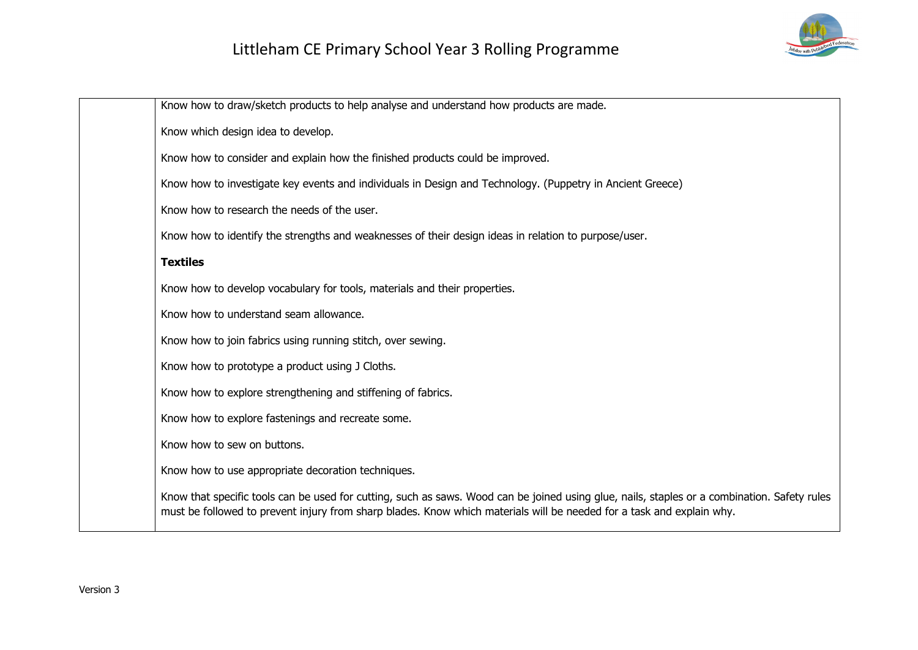| | |
|---|---|
| | Know how to draw/sketch products to help analyse and understand how products are made.<br><br>Know which design idea to develop.<br><br>Know how to consider and explain how the finished products could be improved.<br><br>Know how to investigate key events and individuals in Design and Technology. (Puppetry in Ancient Greece)<br><br>Know how to research the needs of the user.<br><br>Know how to identify the strengths and weaknesses of their design ideas in relation to purpose/user.<br><br>**Textiles**<br><br>Know how to develop vocabulary for tools, materials and their properties.<br><br>Know how to understand seam allowance.<br><br>Know how to join fabrics using running stitch, over sewing.<br><br>Know how to prototype a product using J Cloths.<br><br>Know how to explore strengthening and stiffening of fabrics.<br><br>Know how to explore fastenings and recreate some.<br><br>Know how to sew on buttons.<br><br>Know how to use appropriate decoration techniques.<br><br>Know that specific tools can be used for cutting, such as saws. Wood can be joined using glue, nails, staples or a combination. Safety rules must be followed to prevent injury from sharp blades. Know which materials will be needed for a task and explain why. |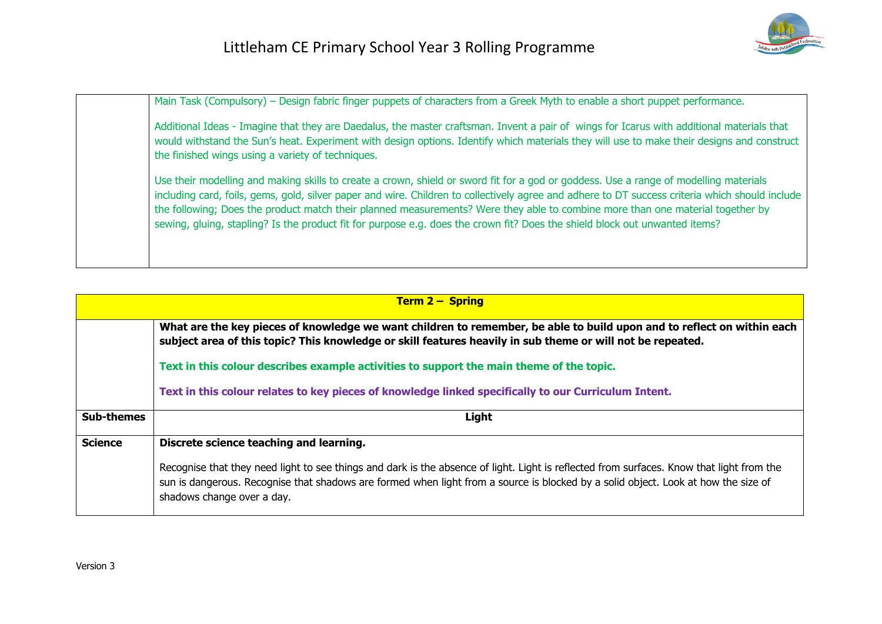| | |
|---|---|
| | Main Task (Compulsory) – Design fabric finger puppets of characters from a Greek Myth to enable a short puppet performance.<br><br>Additional Ideas - Imagine that they are Daedalus, the master craftsman. Invent a pair of wings for Icarus with additional materials that would withstand the Sun's heat. Experiment with design options. Identify which materials they will use to make their designs and construct the finished wings using a variety of techniques.<br><br>Use their modelling and making skills to create a crown, shield or sword fit for a god or goddess. Use a range of modelling materials including card, foils, gems, gold, silver paper and wire. Children to collectively agree and adhere to DT success criteria which should include the following; Does the product match their planned measurements? Were they able to combine more than one material together by sewing, gluing, stapling? Is the product fit for purpose e.g. does the crown fit? Does the shield block out unwanted items? |

| **Term 2 – Spring** | |
|---|---|
| | **What are the key pieces of knowledge we want children to remember, be able to build upon and to reflect on within each subject area of this topic? This knowledge or skill features heavily in sub theme or will not be repeated.**<br><br>**Text in this colour describes example activities to support the main theme of the topic.**<br><br>**Text in this colour relates to key pieces of knowledge linked specifically to our Curriculum Intent.** |
| **Sub-themes** | **Light** |
| **Science** | **Discrete science teaching and learning.**<br><br>Recognise that they need light to see things and dark is the absence of light. Light is reflected from surfaces. Know that light from the sun is dangerous. Recognise that shadows are formed when light from a source is blocked by a solid object. Look at how the size of shadows change over a day. |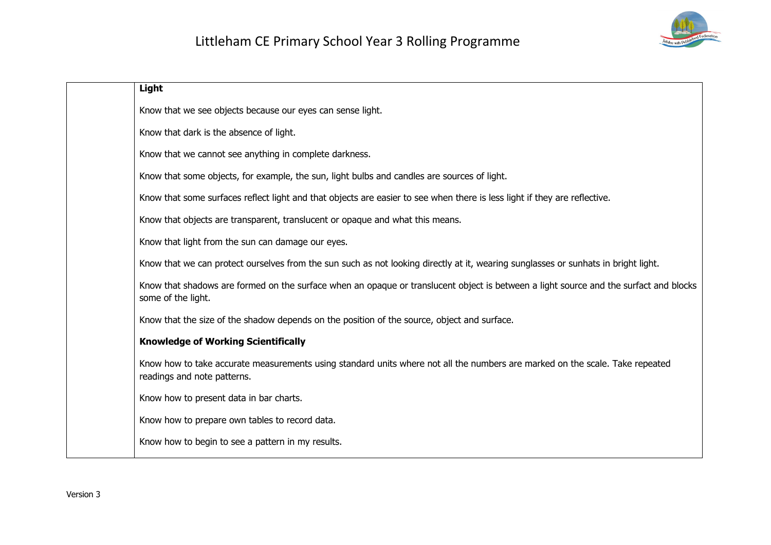| | **Light**<br><br>Know that we see objects because our eyes can sense light.<br><br>Know that dark is the absence of light.<br><br>Know that we cannot see anything in complete darkness.<br><br>Know that some objects, for example, the sun, light bulbs and candles are sources of light.<br><br>Know that some surfaces reflect light and that objects are easier to see when there is less light if they are reflective.<br><br>Know that objects are transparent, translucent or opaque and what this means.<br><br>Know that light from the sun can damage our eyes.<br><br>Know that we can protect ourselves from the sun such as not looking directly at it, wearing sunglasses or sunhats in bright light.<br><br>Know that shadows are formed on the surface when an opaque or translucent object is between a light source and the surfact and blocks some of the light.<br><br>Know that the size of the shadow depends on the position of the source, object and surface.<br><br>**Knowledge of Working Scientifically**<br><br>Know how to take accurate measurements using standard units where not all the numbers are marked on the scale. Take repeated readings and note patterns.<br><br>Know how to present data in bar charts.<br><br>Know how to prepare own tables to record data.<br><br>Know how to begin to see a pattern in my results. |
|---|---|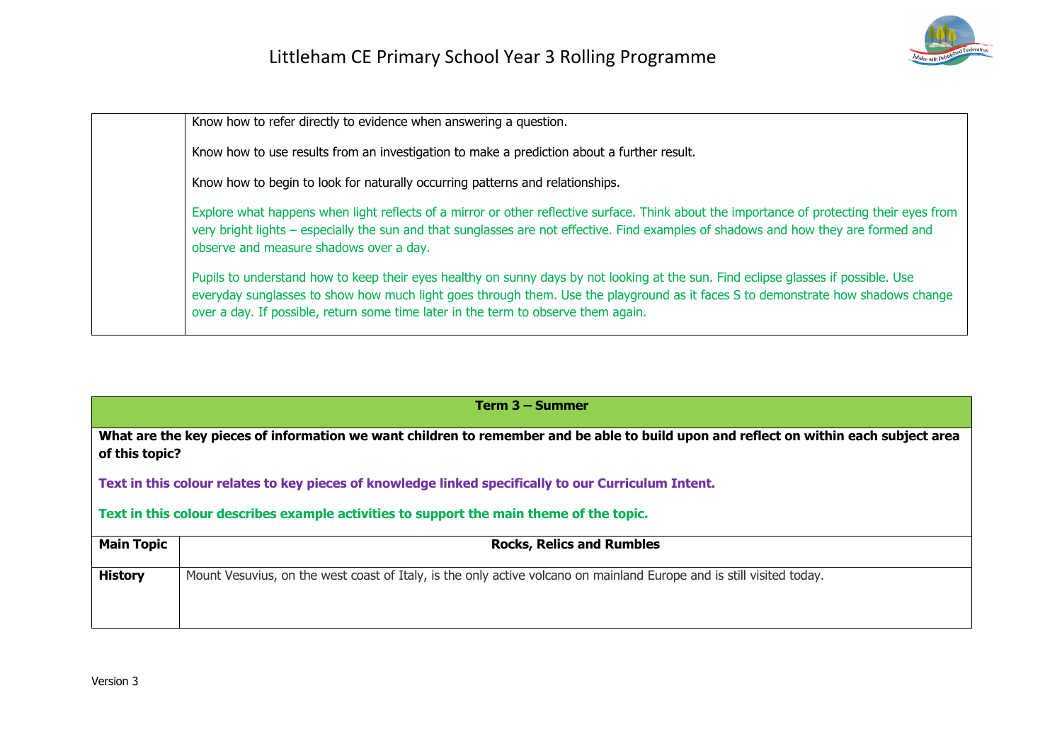| | |
|---|---|
| | Know how to refer directly to evidence when answering a question.<br><br>Know how to use results from an investigation to make a prediction about a further result.<br><br>Know how to begin to look for naturally occurring patterns and relationships.<br><br>Explore what happens when light reflects of a mirror or other reflective surface. Think about the importance of protecting their eyes from very bright lights – especially the sun and that sunglasses are not effective. Find examples of shadows and how they are formed and observe and measure shadows over a day.<br><br>Pupils to understand how to keep their eyes healthy on sunny days by not looking at the sun. Find eclipse glasses if possible. Use everyday sunglasses to show how much light goes through them. Use the playground as it faces S to demonstrate how shadows change over a day. If possible, return some time later in the term to observe them again. |

| **Term 3 – Summer** | |
|---|---|
| **What are the key pieces of information we want children to remember and be able to build upon and reflect on within each subject area of this topic?**<br><br>**Text in this colour relates to key pieces of knowledge linked specifically to our Curriculum Intent.**<br><br>**Text in this colour describes example activities to support the main theme of the topic.** | |
| **Main Topic** | **Rocks, Relics and Rumbles** |
| **History** | Mount Vesuvius, on the west coast of Italy, is the only active volcano on mainland Europe and is still visited today. |

Version 3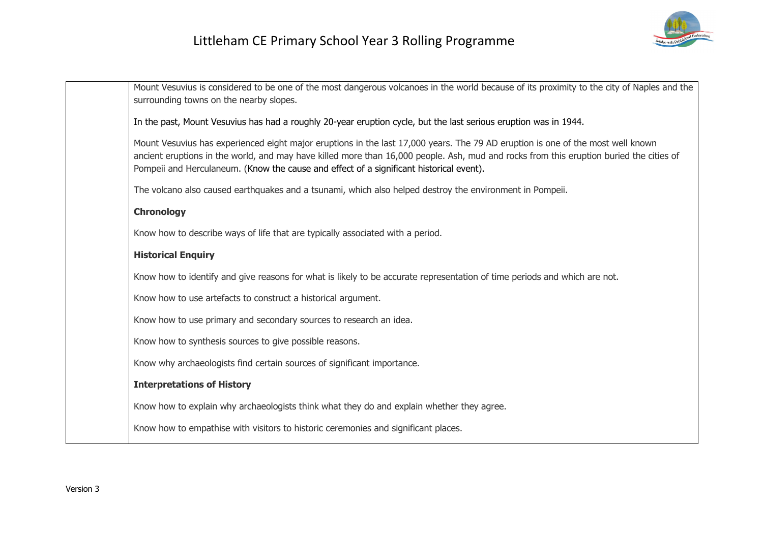| | Mount Vesuvius is considered to be one of the most dangerous volcanoes in the world because of its proximity to the city of Naples and the surrounding towns on the nearby slopes.<br><br>In the past, Mount Vesuvius has had a roughly 20-year eruption cycle, but the last serious eruption was in 1944.<br><br>Mount Vesuvius has experienced eight major eruptions in the last 17,000 years. The 79 AD eruption is one of the most well known ancient eruptions in the world, and may have killed more than 16,000 people. Ash, mud and rocks from this eruption buried the cities of Pompeii and Herculaneum. (Know the cause and effect of a significant historical event).<br><br>The volcano also caused earthquakes and a tsunami, which also helped destroy the environment in Pompeii.<br><br>**Chronology**<br><br>Know how to describe ways of life that are typically associated with a period.<br><br>**Historical Enquiry**<br><br>Know how to identify and give reasons for what is likely to be accurate representation of time periods and which are not.<br><br>Know how to use artefacts to construct a historical argument.<br><br>Know how to use primary and secondary sources to research an idea.<br><br>Know how to synthesis sources to give possible reasons.<br><br>Know why archaeologists find certain sources of significant importance.<br><br>**Interpretations of History**<br><br>Know how to explain why archaeologists think what they do and explain whether they agree.<br><br>Know how to empathise with visitors to historic ceremonies and significant places. |
|---|---|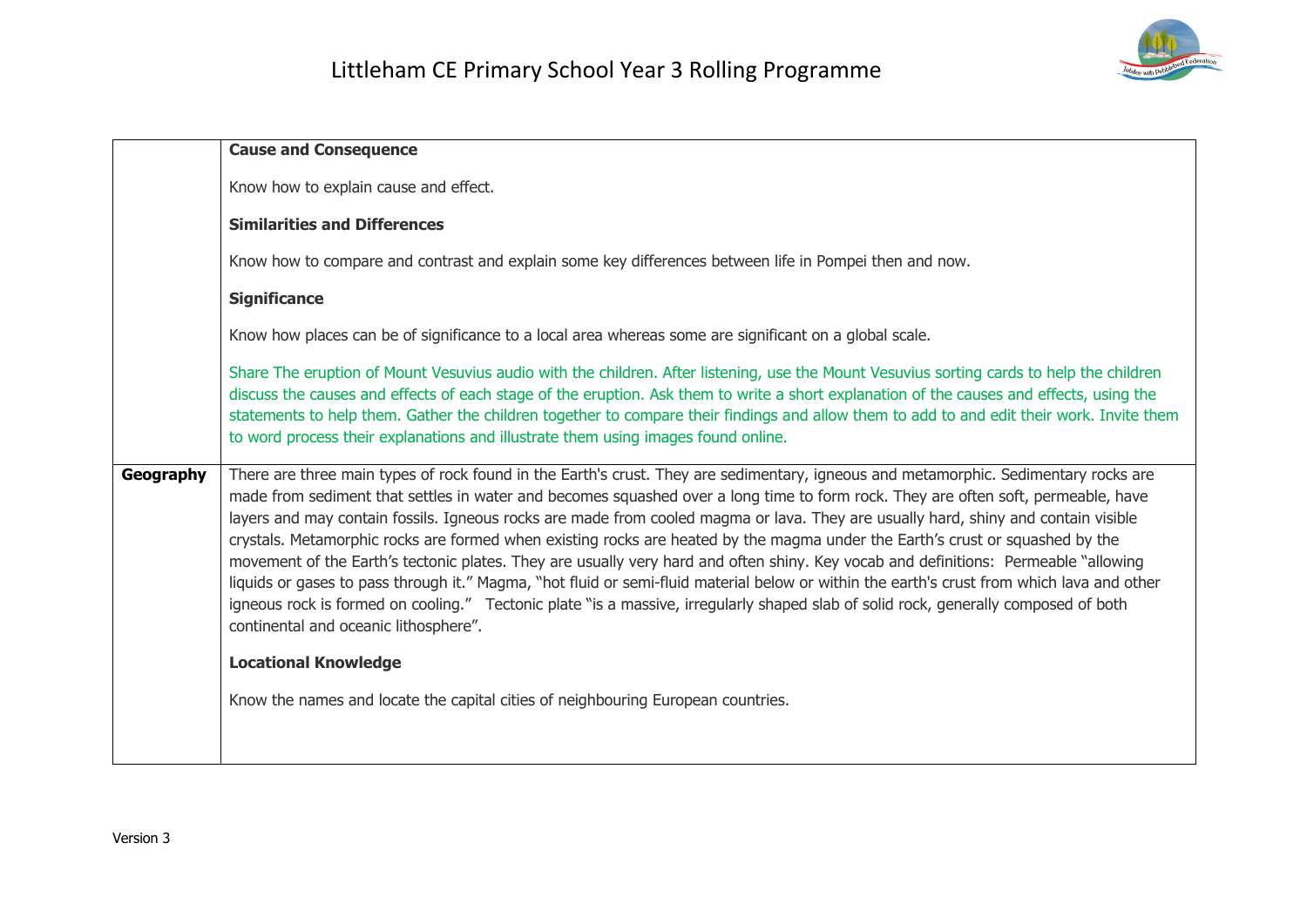| | |
|---|---|
| | **Cause and Consequence**<br><br>Know how to explain cause and effect.<br><br>**Similarities and Differences**<br><br>Know how to compare and contrast and explain some key differences between life in Pompei then and now.<br><br>**Significance**<br><br>Know how places can be of significance to a local area whereas some are significant on a global scale.<br><br>Share The eruption of Mount Vesuvius audio with the children. After listening, use the Mount Vesuvius sorting cards to help the children discuss the causes and effects of each stage of the eruption. Ask them to write a short explanation of the causes and effects, using the statements to help them. Gather the children together to compare their findings and allow them to add to and edit their work. Invite them to word process their explanations and illustrate them using images found online. |
| **Geography** | There are three main types of rock found in the Earth's crust. They are sedimentary, igneous and metamorphic. Sedimentary rocks are made from sediment that settles in water and becomes squashed over a long time to form rock. They are often soft, permeable, have layers and may contain fossils. Igneous rocks are made from cooled magma or lava. They are usually hard, shiny and contain visible crystals. Metamorphic rocks are formed when existing rocks are heated by the magma under the Earth's crust or squashed by the movement of the Earth's tectonic plates. They are usually very hard and often shiny. Key vocab and definitions: Permeable "allowing liquids or gases to pass through it." Magma, "hot fluid or semi-fluid material below or within the earth's crust from which lava and other igneous rock is formed on cooling." Tectonic plate "is a massive, irregularly shaped slab of solid rock, generally composed of both continental and oceanic lithosphere".<br><br>**Locational Knowledge**<br><br>Know the names and locate the capital cities of neighbouring European countries. |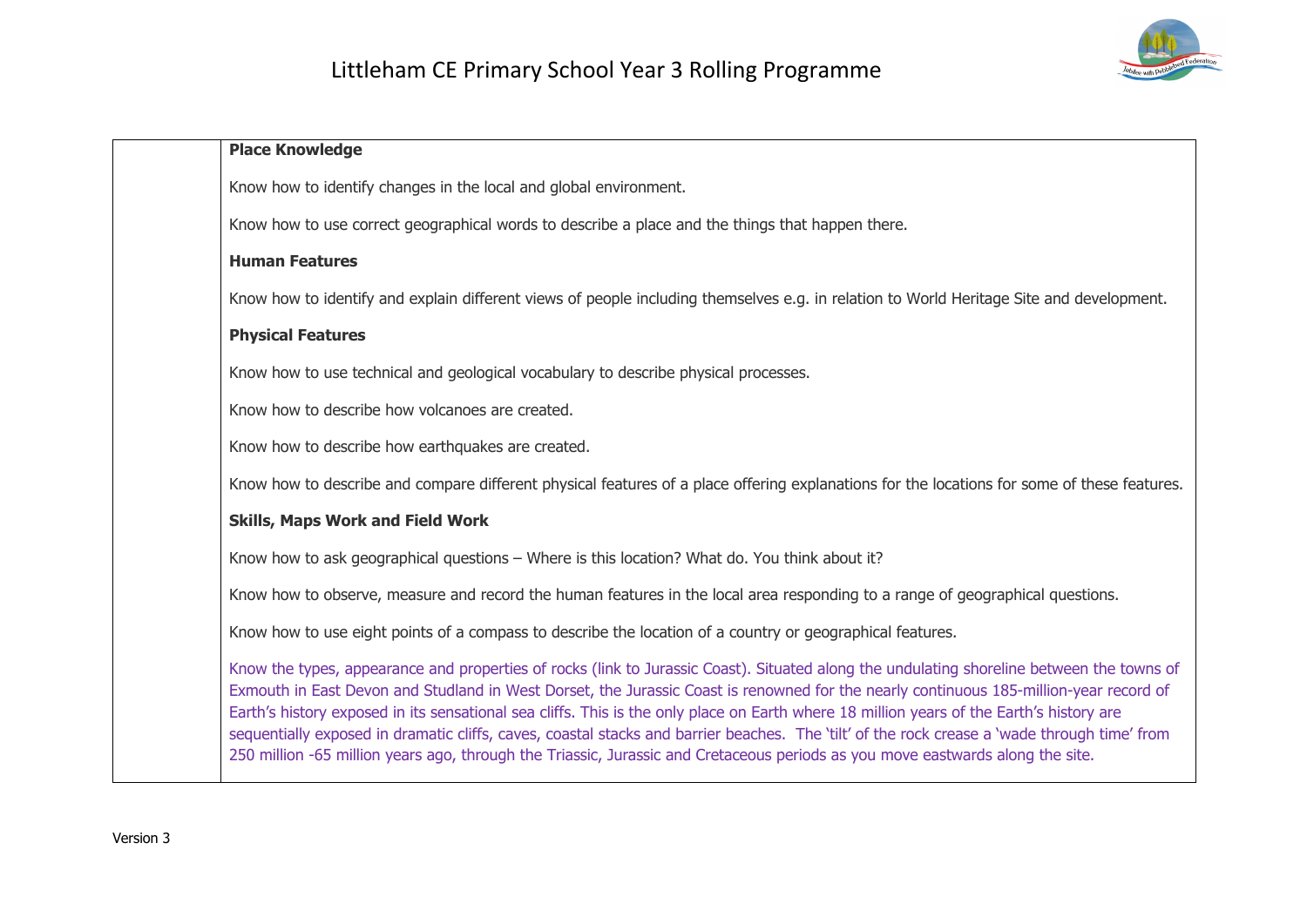| | **Place Knowledge**<br><br>Know how to identify changes in the local and global environment.<br><br>Know how to use correct geographical words to describe a place and the things that happen there.<br><br>**Human Features**<br><br>Know how to identify and explain different views of people including themselves e.g. in relation to World Heritage Site and development.<br><br>**Physical Features**<br><br>Know how to use technical and geological vocabulary to describe physical processes.<br><br>Know how to describe how volcanoes are created.<br><br>Know how to describe how earthquakes are created.<br><br>Know how to describe and compare different physical features of a place offering explanations for the locations for some of these features.<br><br>**Skills, Maps Work and Field Work**<br><br>Know how to ask geographical questions – Where is this location? What do. You think about it?<br><br>Know how to observe, measure and record the human features in the local area responding to a range of geographical questions.<br><br>Know how to use eight points of a compass to describe the location of a country or geographical features.<br><br>Know the types, appearance and properties of rocks (link to Jurassic Coast). Situated along the undulating shoreline between the towns of Exmouth in East Devon and Studland in West Dorset, the Jurassic Coast is renowned for the nearly continuous 185-million-year record of Earth's history exposed in its sensational sea cliffs. This is the only place on Earth where 18 million years of the Earth's history are sequentially exposed in dramatic cliffs, caves, coastal stacks and barrier beaches. The 'tilt' of the rock crease a 'wade through time' from 250 million -65 million years ago, through the Triassic, Jurassic and Cretaceous periods as you move eastwards along the site. |
|---|---|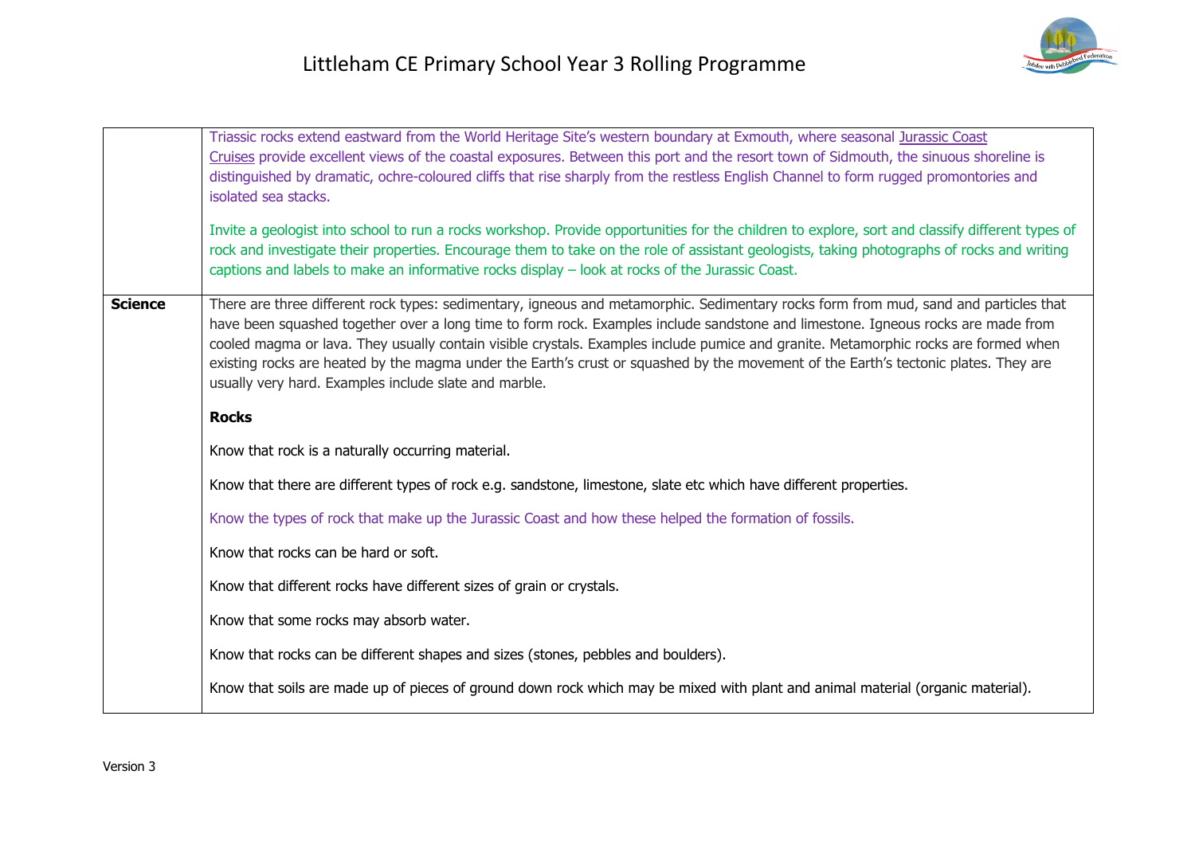| | |
|---|---|
| | Triassic rocks extend eastward from the World Heritage Site's western boundary at Exmouth, where seasonal Jurassic Coast Cruises provide excellent views of the coastal exposures. Between this port and the resort town of Sidmouth, the sinuous shoreline is distinguished by dramatic, ochre-coloured cliffs that rise sharply from the restless English Channel to form rugged promontories and isolated sea stacks.<br><br>Invite a geologist into school to run a rocks workshop. Provide opportunities for the children to explore, sort and classify different types of rock and investigate their properties. Encourage them to take on the role of assistant geologists, taking photographs of rocks and writing captions and labels to make an informative rocks display – look at rocks of the Jurassic Coast. |
| **Science** | There are three different rock types: sedimentary, igneous and metamorphic. Sedimentary rocks form from mud, sand and particles that have been squashed together over a long time to form rock. Examples include sandstone and limestone. Igneous rocks are made from cooled magma or lava. They usually contain visible crystals. Examples include pumice and granite. Metamorphic rocks are formed when existing rocks are heated by the magma under the Earth's crust or squashed by the movement of the Earth's tectonic plates. They are usually very hard. Examples include slate and marble.<br><br>**Rocks**<br><br>Know that rock is a naturally occurring material.<br><br>Know that there are different types of rock e.g. sandstone, limestone, slate etc which have different properties.<br><br>Know the types of rock that make up the Jurassic Coast and how these helped the formation of fossils.<br><br>Know that rocks can be hard or soft.<br><br>Know that different rocks have different sizes of grain or crystals.<br><br>Know that some rocks may absorb water.<br><br>Know that rocks can be different shapes and sizes (stones, pebbles and boulders).<br><br>Know that soils are made up of pieces of ground down rock which may be mixed with plant and animal material (organic material). |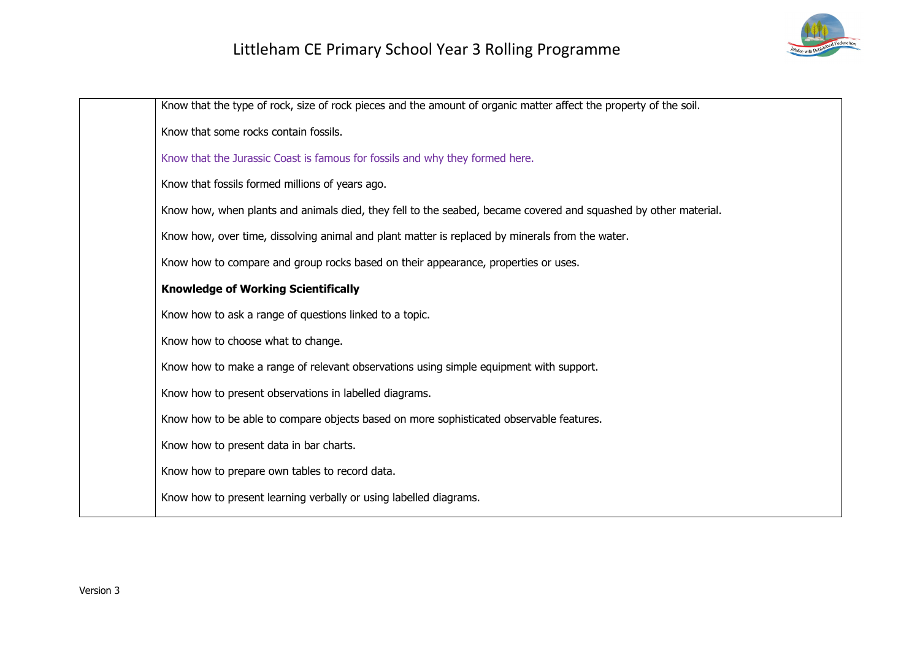| | |
|---|---|
| | Know that the type of rock, size of rock pieces and the amount of organic matter affect the property of the soil.<br><br>Know that some rocks contain fossils.<br><br>Know that the Jurassic Coast is famous for fossils and why they formed here.<br><br>Know that fossils formed millions of years ago.<br><br>Know how, when plants and animals died, they fell to the seabed, became covered and squashed by other material.<br><br>Know how, over time, dissolving animal and plant matter is replaced by minerals from the water.<br><br>Know how to compare and group rocks based on their appearance, properties or uses.<br><br>**Knowledge of Working Scientifically**<br><br>Know how to ask a range of questions linked to a topic.<br><br>Know how to choose what to change.<br><br>Know how to make a range of relevant observations using simple equipment with support.<br><br>Know how to present observations in labelled diagrams.<br><br>Know how to be able to compare objects based on more sophisticated observable features.<br><br>Know how to present data in bar charts.<br><br>Know how to prepare own tables to record data.<br><br>Know how to present learning verbally or using labelled diagrams. |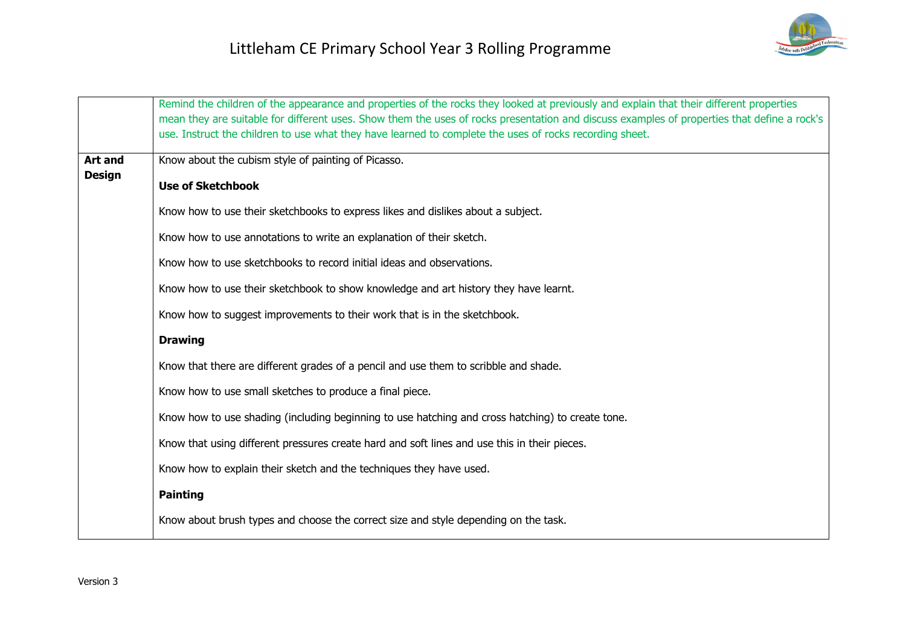| | |
|---|---|
| | Remind the children of the appearance and properties of the rocks they looked at previously and explain that their different properties mean they are suitable for different uses. Show them the uses of rocks presentation and discuss examples of properties that define a rock's use. Instruct the children to use what they have learned to complete the uses of rocks recording sheet. |
| **Art and Design** | Know about the cubism style of painting of Picasso.<br><br>**Use of Sketchbook**<br><br>Know how to use their sketchbooks to express likes and dislikes about a subject.<br><br>Know how to use annotations to write an explanation of their sketch.<br><br>Know how to use sketchbooks to record initial ideas and observations.<br><br>Know how to use their sketchbook to show knowledge and art history they have learnt.<br><br>Know how to suggest improvements to their work that is in the sketchbook.<br><br>**Drawing**<br><br>Know that there are different grades of a pencil and use them to scribble and shade.<br><br>Know how to use small sketches to produce a final piece.<br><br>Know how to use shading (including beginning to use hatching and cross hatching) to create tone.<br><br>Know that using different pressures create hard and soft lines and use this in their pieces.<br><br>Know how to explain their sketch and the techniques they have used.<br><br>**Painting**<br><br>Know about brush types and choose the correct size and style depending on the task. |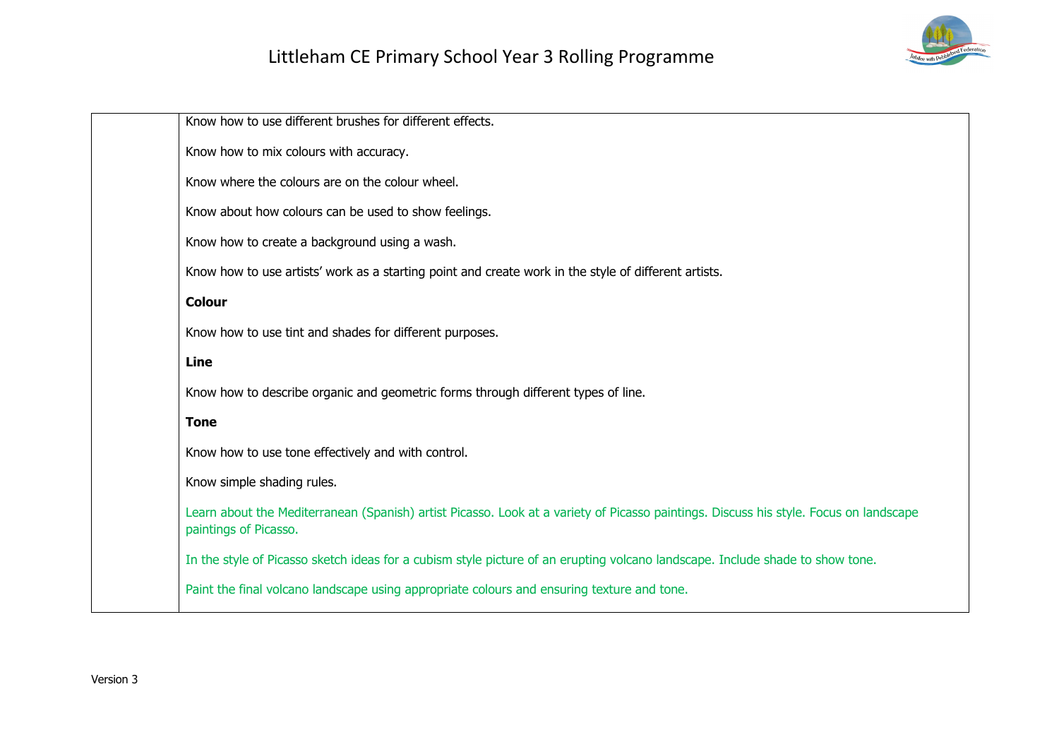| | |
|---|---|
| | Know how to use different brushes for different effects.<br><br>Know how to mix colours with accuracy.<br><br>Know where the colours are on the colour wheel.<br><br>Know about how colours can be used to show feelings.<br><br>Know how to create a background using a wash.<br><br>Know how to use artists' work as a starting point and create work in the style of different artists.<br><br>**Colour**<br><br>Know how to use tint and shades for different purposes.<br><br>**Line**<br><br>Know how to describe organic and geometric forms through different types of line.<br><br>**Tone**<br><br>Know how to use tone effectively and with control.<br><br>Know simple shading rules.<br><br>Learn about the Mediterranean (Spanish) artist Picasso. Look at a variety of Picasso paintings. Discuss his style. Focus on landscape paintings of Picasso.<br><br>In the style of Picasso sketch ideas for a cubism style picture of an erupting volcano landscape. Include shade to show tone.<br><br>Paint the final volcano landscape using appropriate colours and ensuring texture and tone. |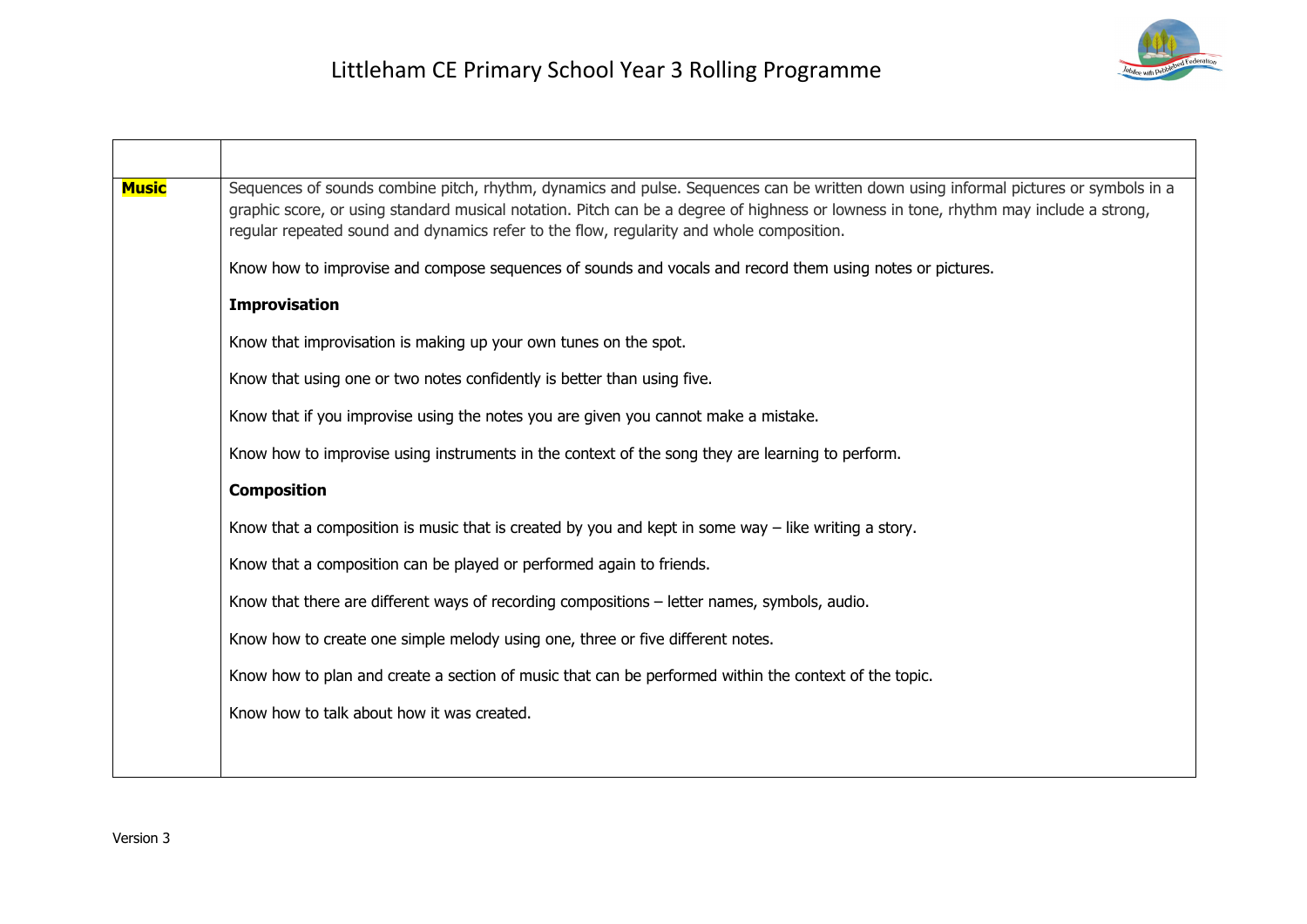| | |
|---|---|
| **Music** | Sequences of sounds combine pitch, rhythm, dynamics and pulse. Sequences can be written down using informal pictures or symbols in a graphic score, or using standard musical notation. Pitch can be a degree of highness or lowness in tone, rhythm may include a strong, regular repeated sound and dynamics refer to the flow, regularity and whole composition.<br><br>Know how to improvise and compose sequences of sounds and vocals and record them using notes or pictures.<br><br>**Improvisation**<br><br>Know that improvisation is making up your own tunes on the spot.<br><br>Know that using one or two notes confidently is better than using five.<br><br>Know that if you improvise using the notes you are given you cannot make a mistake.<br><br>Know how to improvise using instruments in the context of the song they are learning to perform.<br><br>**Composition**<br><br>Know that a composition is music that is created by you and kept in some way – like writing a story.<br><br>Know that a composition can be played or performed again to friends.<br><br>Know that there are different ways of recording compositions – letter names, symbols, audio.<br><br>Know how to create one simple melody using one, three or five different notes.<br><br>Know how to plan and create a section of music that can be performed within the context of the topic.<br><br>Know how to talk about how it was created. |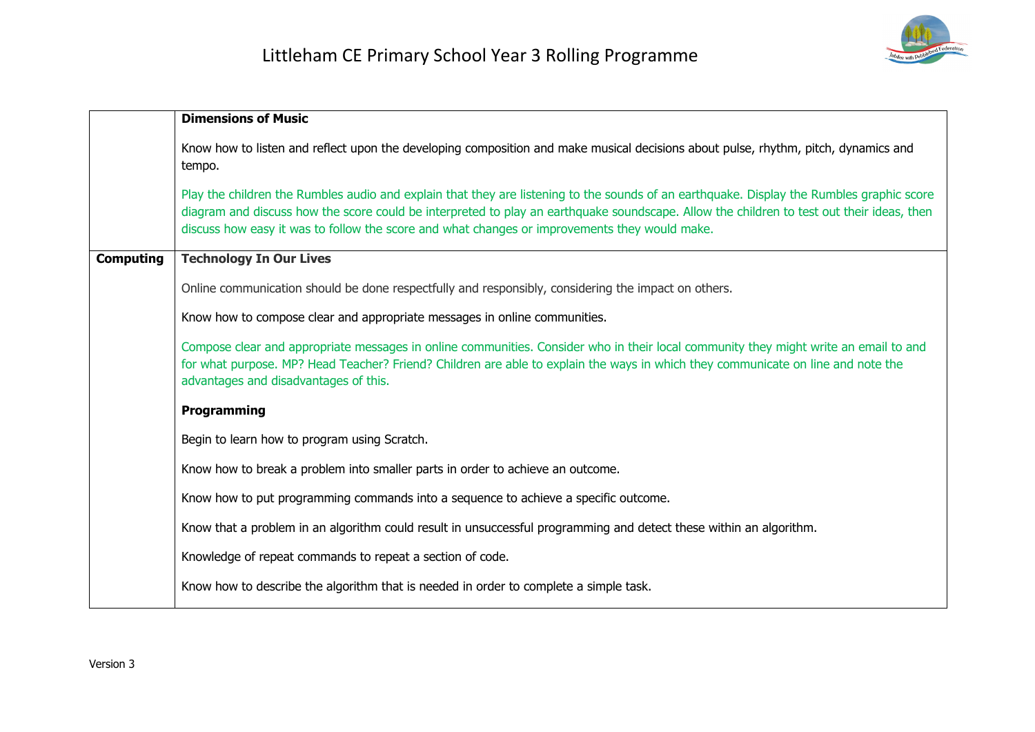| | |
|---|---|
| | **Dimensions of Music**<br><br>Know how to listen and reflect upon the developing composition and make musical decisions about pulse, rhythm, pitch, dynamics and tempo.<br><br>Play the children the Rumbles audio and explain that they are listening to the sounds of an earthquake. Display the Rumbles graphic score diagram and discuss how the score could be interpreted to play an earthquake soundscape. Allow the children to test out their ideas, then discuss how easy it was to follow the score and what changes or improvements they would make. |
| **Computing** | **Technology In Our Lives**<br><br>Online communication should be done respectfully and responsibly, considering the impact on others.<br><br>Know how to compose clear and appropriate messages in online communities.<br><br>Compose clear and appropriate messages in online communities. Consider who in their local community they might write an email to and for what purpose. MP? Head Teacher? Friend? Children are able to explain the ways in which they communicate on line and note the advantages and disadvantages of this.<br><br>**Programming**<br><br>Begin to learn how to program using Scratch.<br><br>Know how to break a problem into smaller parts in order to achieve an outcome.<br><br>Know how to put programming commands into a sequence to achieve a specific outcome.<br><br>Know that a problem in an algorithm could result in unsuccessful programming and detect these within an algorithm.<br><br>Knowledge of repeat commands to repeat a section of code.<br><br>Know how to describe the algorithm that is needed in order to complete a simple task. |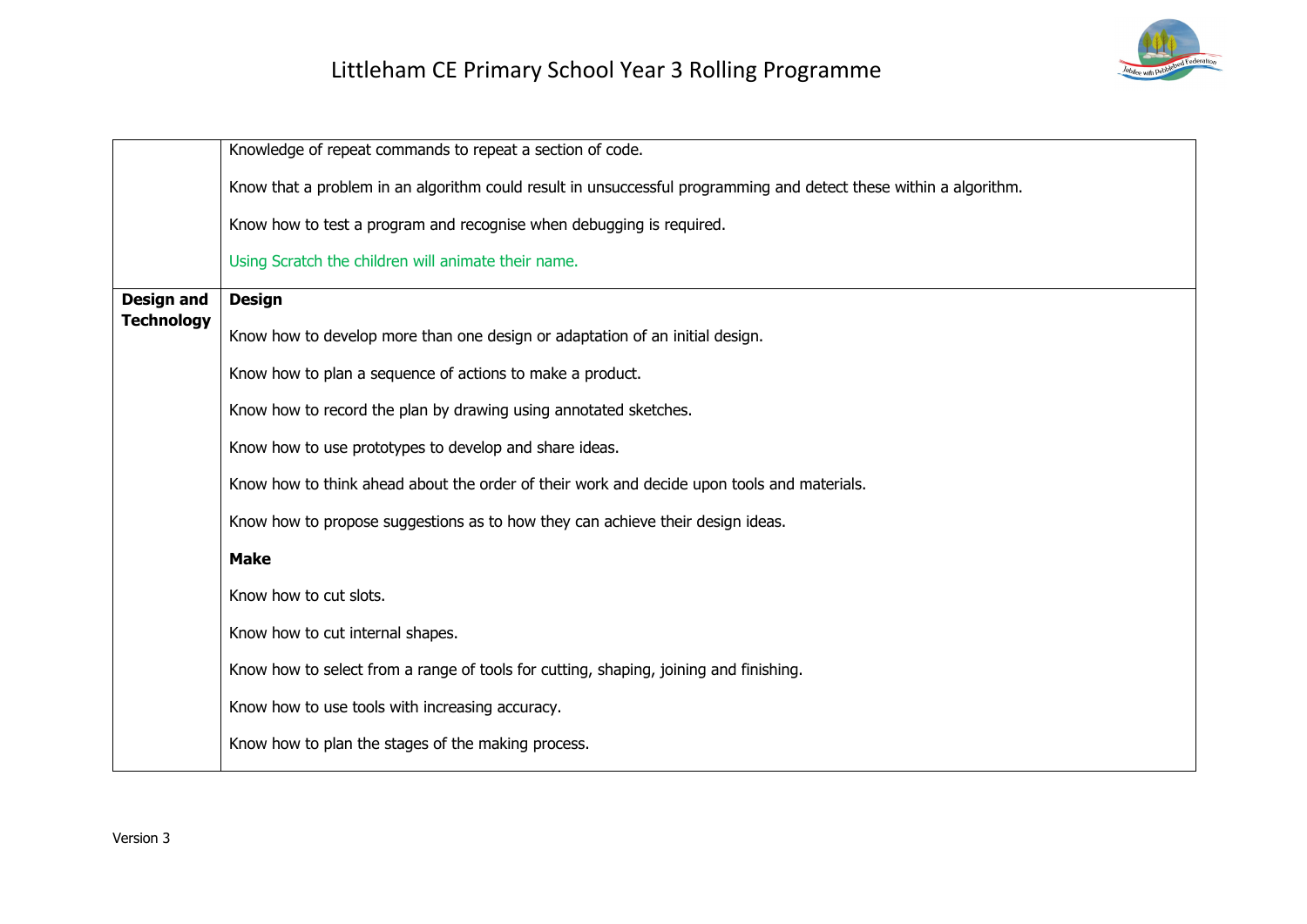| | |
|---|---|
| | Knowledge of repeat commands to repeat a section of code.<br><br>Know that a problem in an algorithm could result in unsuccessful programming and detect these within a algorithm.<br><br>Know how to test a program and recognise when debugging is required.<br><br>Using Scratch the children will animate their name. |
| **Design and Technology** | **Design**<br><br>Know how to develop more than one design or adaptation of an initial design.<br><br>Know how to plan a sequence of actions to make a product.<br><br>Know how to record the plan by drawing using annotated sketches.<br><br>Know how to use prototypes to develop and share ideas.<br><br>Know how to think ahead about the order of their work and decide upon tools and materials.<br><br>Know how to propose suggestions as to how they can achieve their design ideas.<br><br>**Make**<br><br>Know how to cut slots.<br><br>Know how to cut internal shapes.<br><br>Know how to select from a range of tools for cutting, shaping, joining and finishing.<br><br>Know how to use tools with increasing accuracy.<br><br>Know how to plan the stages of the making process. |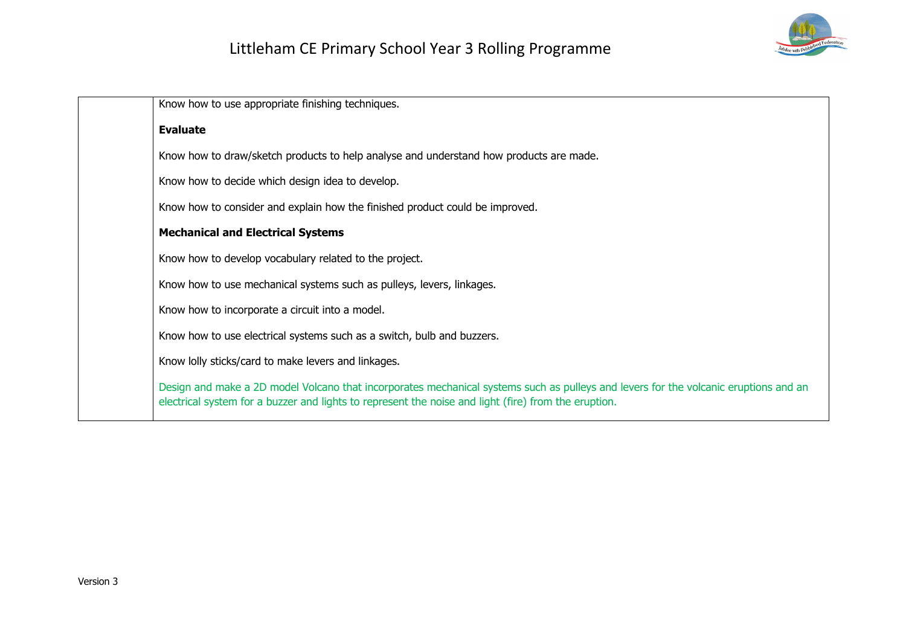| | |
|---|---|
| | Know how to use appropriate finishing techniques.<br><br>**Evaluate**<br><br>Know how to draw/sketch products to help analyse and understand how products are made.<br><br>Know how to decide which design idea to develop.<br><br>Know how to consider and explain how the finished product could be improved.<br><br>**Mechanical and Electrical Systems**<br><br>Know how to develop vocabulary related to the project.<br><br>Know how to use mechanical systems such as pulleys, levers, linkages.<br><br>Know how to incorporate a circuit into a model.<br><br>Know how to use electrical systems such as a switch, bulb and buzzers.<br><br>Know lolly sticks/card to make levers and linkages.<br><br>Design and make a 2D model Volcano that incorporates mechanical systems such as pulleys and levers for the volcanic eruptions and an electrical system for a buzzer and lights to represent the noise and light (fire) from the eruption. |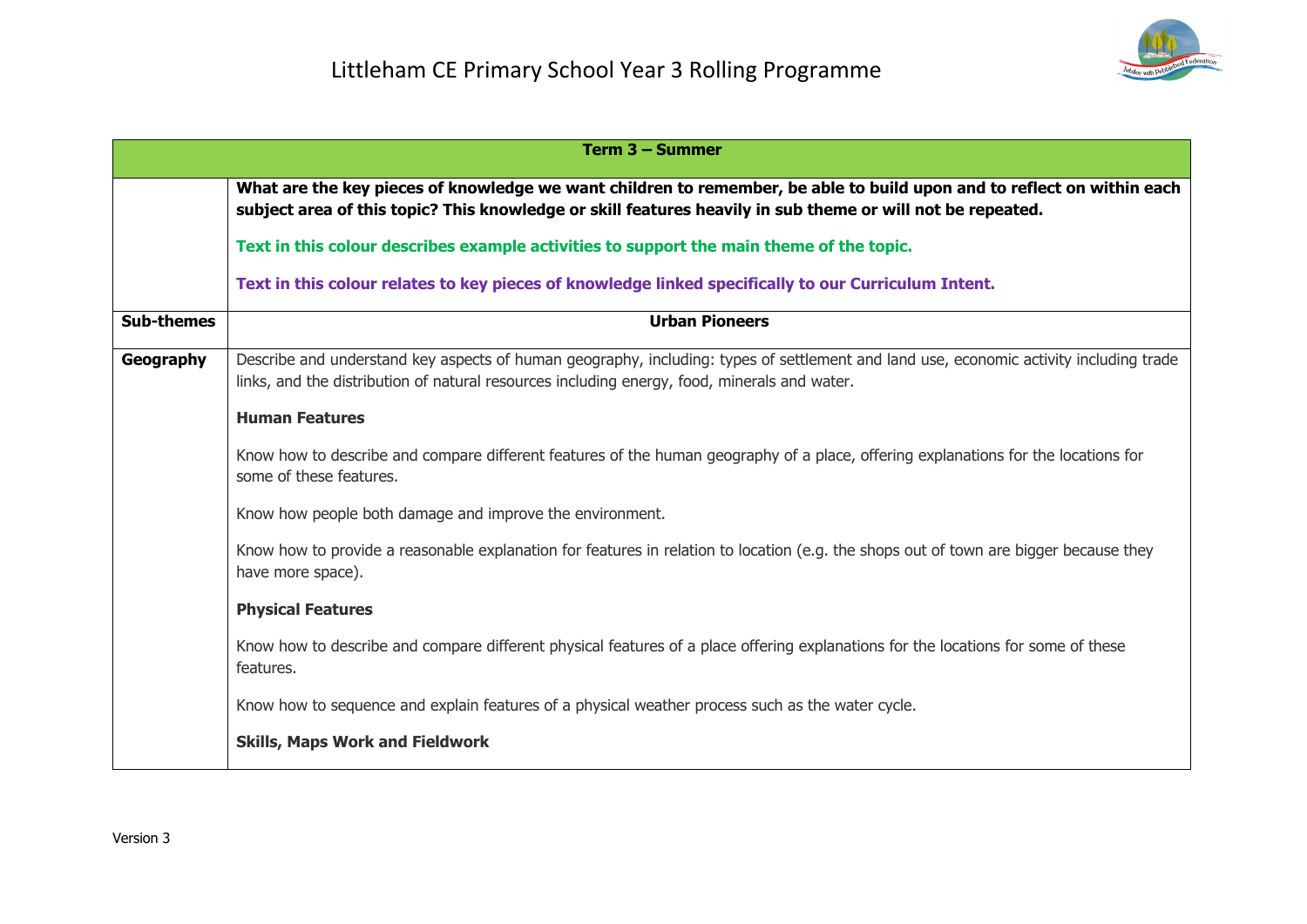| Term 3 – Summer | |
|---|---|
| | **What are the key pieces of knowledge we want children to remember, be able to build upon and to reflect on within each subject area of this topic? This knowledge or skill features heavily in sub theme or will not be repeated.**<br><br>**Text in this colour describes example activities to support the main theme of the topic.**<br><br>**Text in this colour relates to key pieces of knowledge linked specifically to our Curriculum Intent.** |
| **Sub-themes** | **Urban Pioneers** |
| **Geography** | Describe and understand key aspects of human geography, including: types of settlement and land use, economic activity including trade links, and the distribution of natural resources including energy, food, minerals and water.<br><br>**Human Features**<br><br>Know how to describe and compare different features of the human geography of a place, offering explanations for the locations for some of these features.<br><br>Know how people both damage and improve the environment.<br><br>Know how to provide a reasonable explanation for features in relation to location (e.g. the shops out of town are bigger because they have more space).<br><br>**Physical Features**<br><br>Know how to describe and compare different physical features of a place offering explanations for the locations for some of these features.<br><br>Know how to sequence and explain features of a physical weather process such as the water cycle.<br><br>**Skills, Maps Work and Fieldwork** |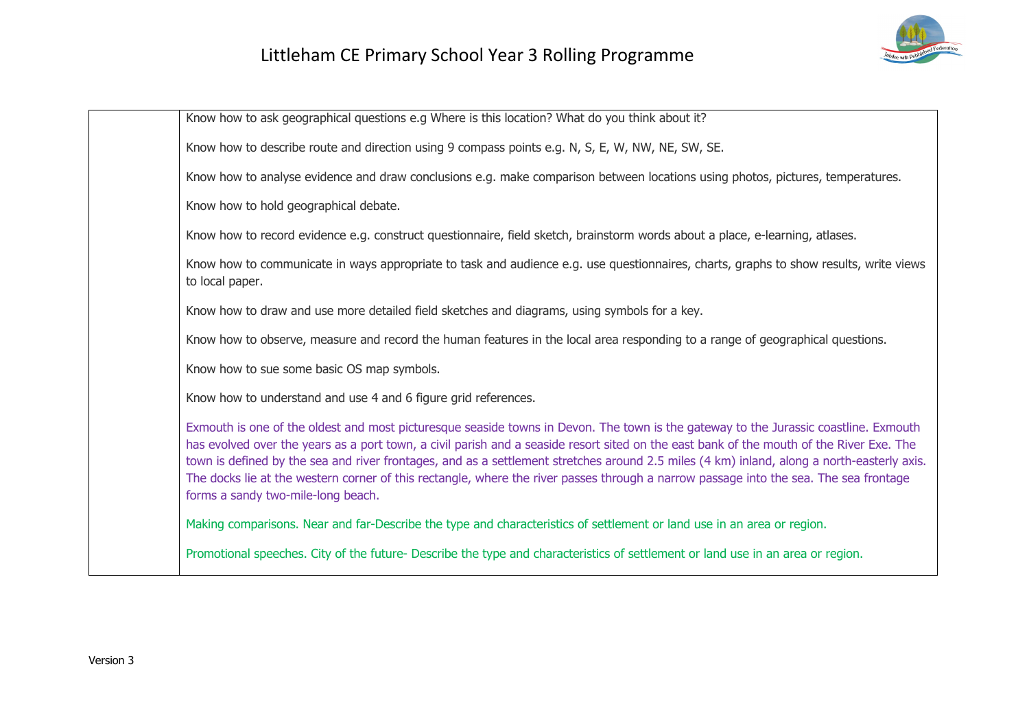| | |
|---|---|
| | Know how to ask geographical questions e.g Where is this location? What do you think about it?<br><br>Know how to describe route and direction using 9 compass points e.g. N, S, E, W, NW, NE, SW, SE.<br><br>Know how to analyse evidence and draw conclusions e.g. make comparison between locations using photos, pictures, temperatures.<br><br>Know how to hold geographical debate.<br><br>Know how to record evidence e.g. construct questionnaire, field sketch, brainstorm words about a place, e-learning, atlases.<br><br>Know how to communicate in ways appropriate to task and audience e.g. use questionnaires, charts, graphs to show results, write views to local paper.<br><br>Know how to draw and use more detailed field sketches and diagrams, using symbols for a key.<br><br>Know how to observe, measure and record the human features in the local area responding to a range of geographical questions.<br><br>Know how to sue some basic OS map symbols.<br><br>Know how to understand and use 4 and 6 figure grid references.<br><br>Exmouth is one of the oldest and most picturesque seaside towns in Devon. The town is the gateway to the Jurassic coastline. Exmouth has evolved over the years as a port town, a civil parish and a seaside resort sited on the east bank of the mouth of the River Exe. The town is defined by the sea and river frontages, and as a settlement stretches around 2.5 miles (4 km) inland, along a north-easterly axis. The docks lie at the western corner of this rectangle, where the river passes through a narrow passage into the sea. The sea frontage forms a sandy two-mile-long beach.<br><br>Making comparisons. Near and far-Describe the type and characteristics of settlement or land use in an area or region.<br><br>Promotional speeches. City of the future- Describe the type and characteristics of settlement or land use in an area or region. |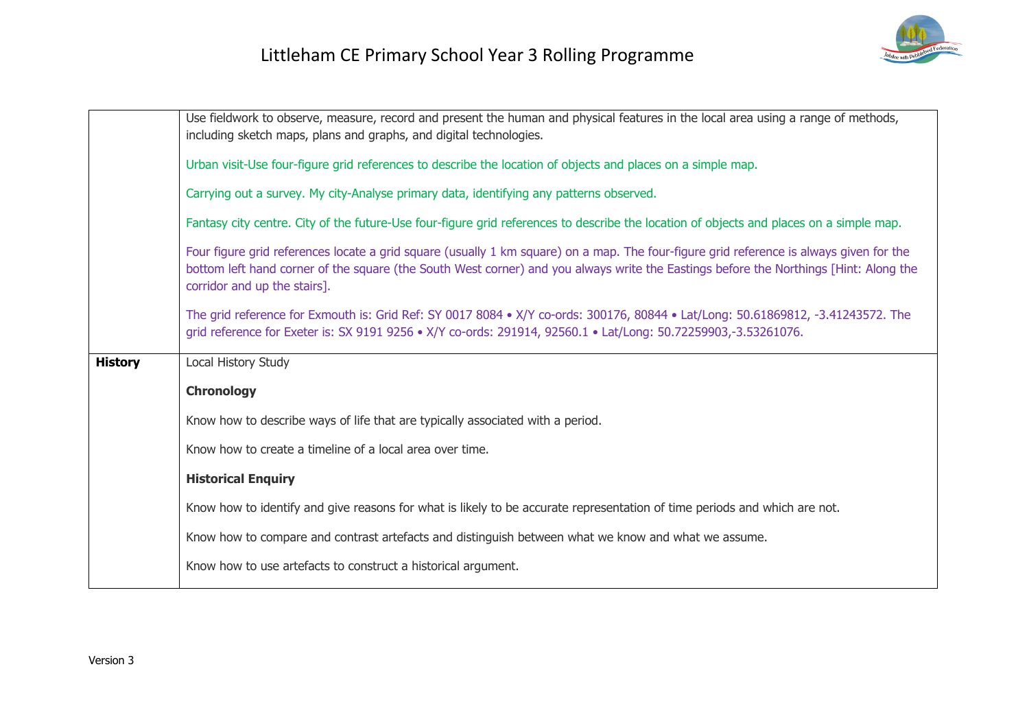| | |
|---|---|
| | Use fieldwork to observe, measure, record and present the human and physical features in the local area using a range of methods, including sketch maps, plans and graphs, and digital technologies.<br><br>Urban visit-Use four-figure grid references to describe the location of objects and places on a simple map.<br><br>Carrying out a survey. My city-Analyse primary data, identifying any patterns observed.<br><br>Fantasy city centre. City of the future-Use four-figure grid references to describe the location of objects and places on a simple map.<br><br>Four figure grid references locate a grid square (usually 1 km square) on a map. The four-figure grid reference is always given for the bottom left hand corner of the square (the South West corner) and you always write the Eastings before the Northings [Hint: Along the corridor and up the stairs].<br><br>The grid reference for Exmouth is: Grid Ref: SY 0017 8084 • X/Y co-ords: 300176, 80844 • Lat/Long: 50.61869812, -3.41243572. The grid reference for Exeter is: SX 9191 9256 • X/Y co-ords: 291914, 92560.1 • Lat/Long: 50.72259903,-3.53261076. |
| **History** | Local History Study<br><br>**Chronology**<br><br>Know how to describe ways of life that are typically associated with a period.<br><br>Know how to create a timeline of a local area over time.<br><br>**Historical Enquiry**<br><br>Know how to identify and give reasons for what is likely to be accurate representation of time periods and which are not.<br><br>Know how to compare and contrast artefacts and distinguish between what we know and what we assume.<br><br>Know how to use artefacts to construct a historical argument. |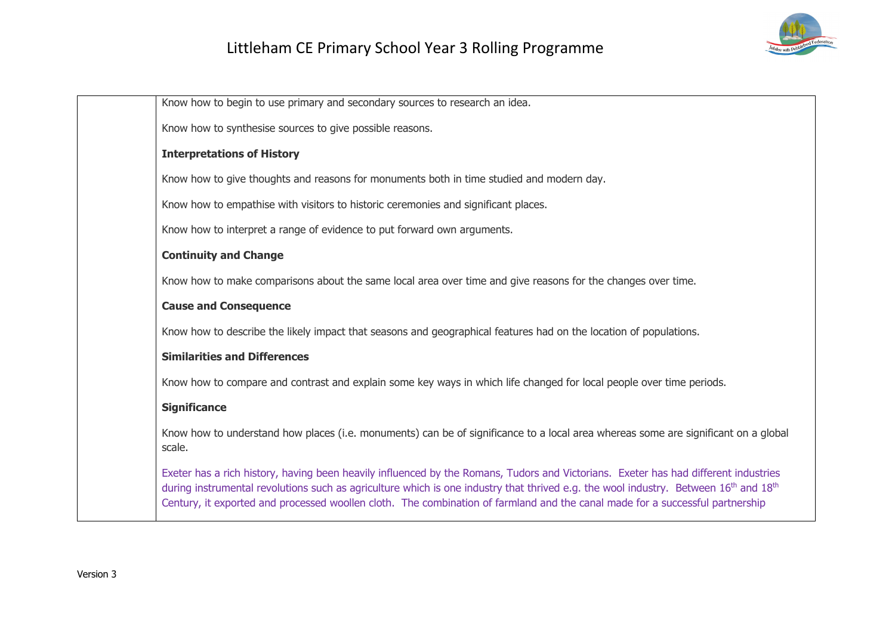| | |
|---|---|
| | Know how to begin to use primary and secondary sources to research an idea.<br><br>Know how to synthesise sources to give possible reasons.<br><br>**Interpretations of History**<br><br>Know how to give thoughts and reasons for monuments both in time studied and modern day.<br><br>Know how to empathise with visitors to historic ceremonies and significant places.<br><br>Know how to interpret a range of evidence to put forward own arguments.<br><br>**Continuity and Change**<br><br>Know how to make comparisons about the same local area over time and give reasons for the changes over time.<br><br>**Cause and Consequence**<br><br>Know how to describe the likely impact that seasons and geographical features had on the location of populations.<br><br>**Similarities and Differences**<br><br>Know how to compare and contrast and explain some key ways in which life changed for local people over time periods.<br><br>**Significance**<br><br>Know how to understand how places (i.e. monuments) can be of significance to a local area whereas some are significant on a global scale.<br><br>Exeter has a rich history, having been heavily influenced by the Romans, Tudors and Victorians. Exeter has had different industries during instrumental revolutions such as agriculture which is one industry that thrived e.g. the wool industry. Between 16th and 18th Century, it exported and processed woollen cloth. The combination of farmland and the canal made for a successful partnership |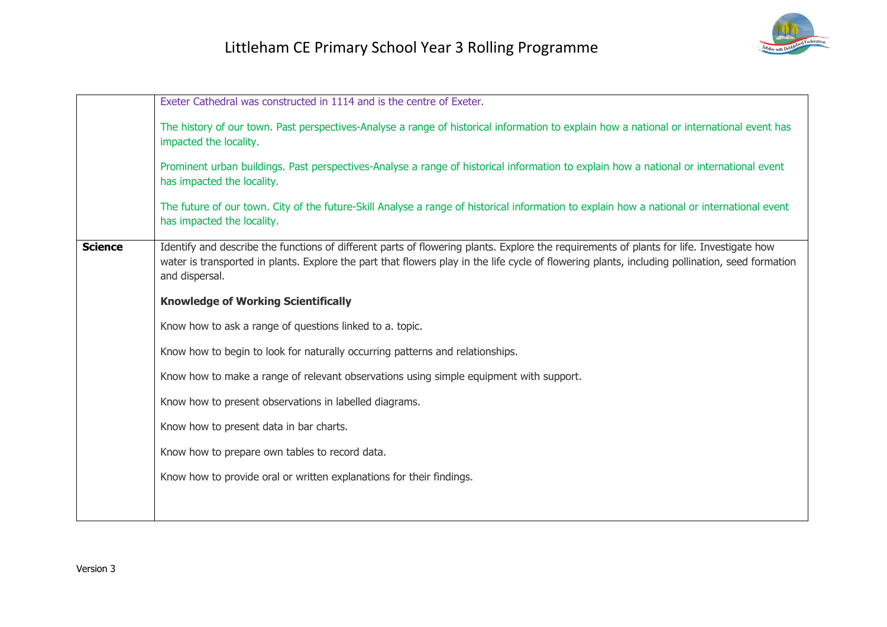| | |
|---|---|
| | Exeter Cathedral was constructed in 1114 and is the centre of Exeter.<br><br>The history of our town. Past perspectives-Analyse a range of historical information to explain how a national or international event has impacted the locality.<br><br>Prominent urban buildings. Past perspectives-Analyse a range of historical information to explain how a national or international event has impacted the locality.<br><br>The future of our town. City of the future-Skill Analyse a range of historical information to explain how a national or international event has impacted the locality. |
| **Science** | Identify and describe the functions of different parts of flowering plants. Explore the requirements of plants for life. Investigate how water is transported in plants. Explore the part that flowers play in the life cycle of flowering plants, including pollination, seed formation and dispersal.<br><br>**Knowledge of Working Scientifically**<br><br>Know how to ask a range of questions linked to a. topic.<br><br>Know how to begin to look for naturally occurring patterns and relationships.<br><br>Know how to make a range of relevant observations using simple equipment with support.<br><br>Know how to present observations in labelled diagrams.<br><br>Know how to present data in bar charts.<br><br>Know how to prepare own tables to record data.<br><br>Know how to provide oral or written explanations for their findings. |

Version 3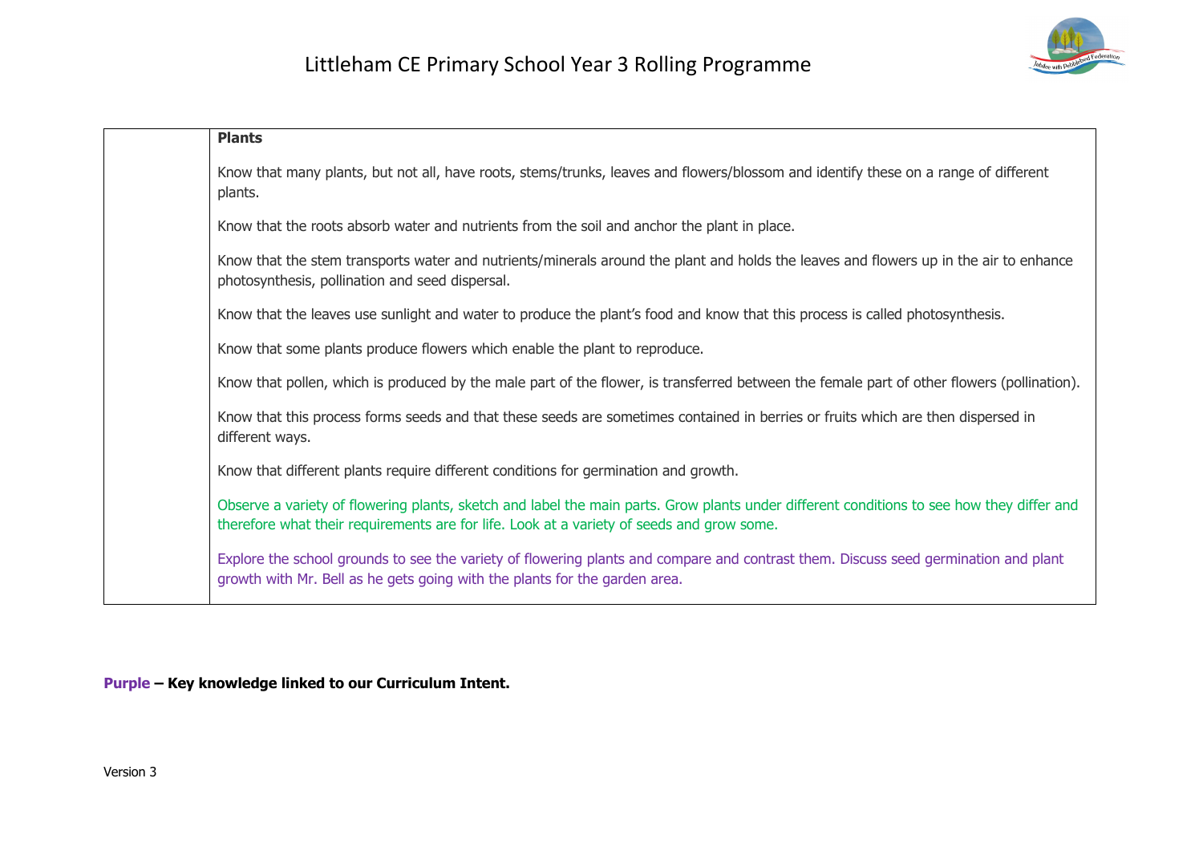| | **Plants**<br><br>Know that many plants, but not all, have roots, stems/trunks, leaves and flowers/blossom and identify these on a range of different plants.<br><br>Know that the roots absorb water and nutrients from the soil and anchor the plant in place.<br><br>Know that the stem transports water and nutrients/minerals around the plant and holds the leaves and flowers up in the air to enhance photosynthesis, pollination and seed dispersal.<br><br>Know that the leaves use sunlight and water to produce the plant's food and know that this process is called photosynthesis.<br><br>Know that some plants produce flowers which enable the plant to reproduce.<br><br>Know that pollen, which is produced by the male part of the flower, is transferred between the female part of other flowers (pollination).<br><br>Know that this process forms seeds and that these seeds are sometimes contained in berries or fruits which are then dispersed in different ways.<br><br>Know that different plants require different conditions for germination and growth.<br><br>Observe a variety of flowering plants, sketch and label the main parts. Grow plants under different conditions to see how they differ and therefore what their requirements are for life. Look at a variety of seeds and grow some.<br><br>Explore the school grounds to see the variety of flowering plants and compare and contrast them. Discuss seed germination and plant growth with Mr. Bell as he gets going with the plants for the garden area. |
|---|---|

**Purple – Key knowledge linked to our Curriculum Intent.**

Version 3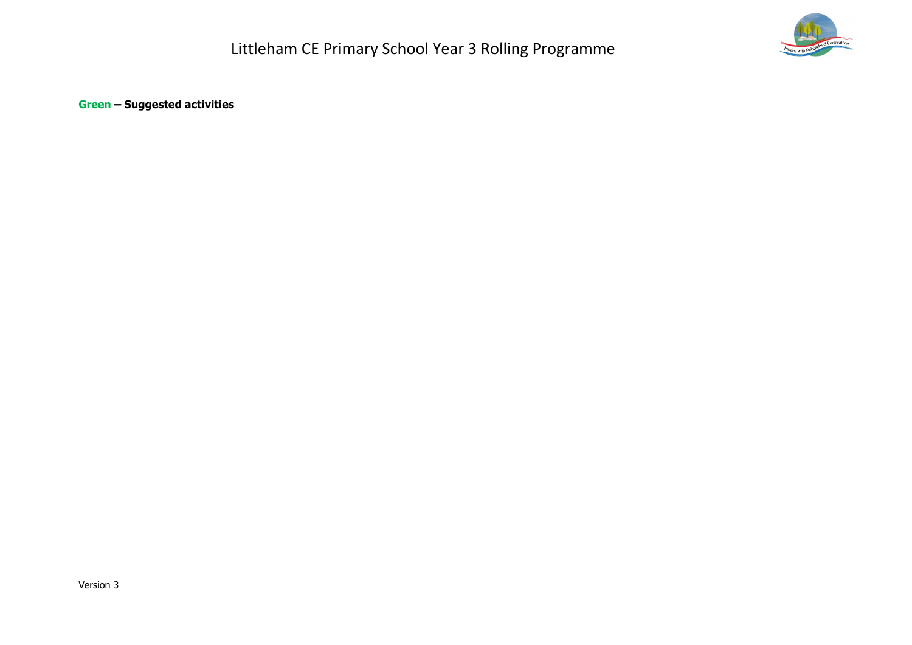**Green – Suggested activities**